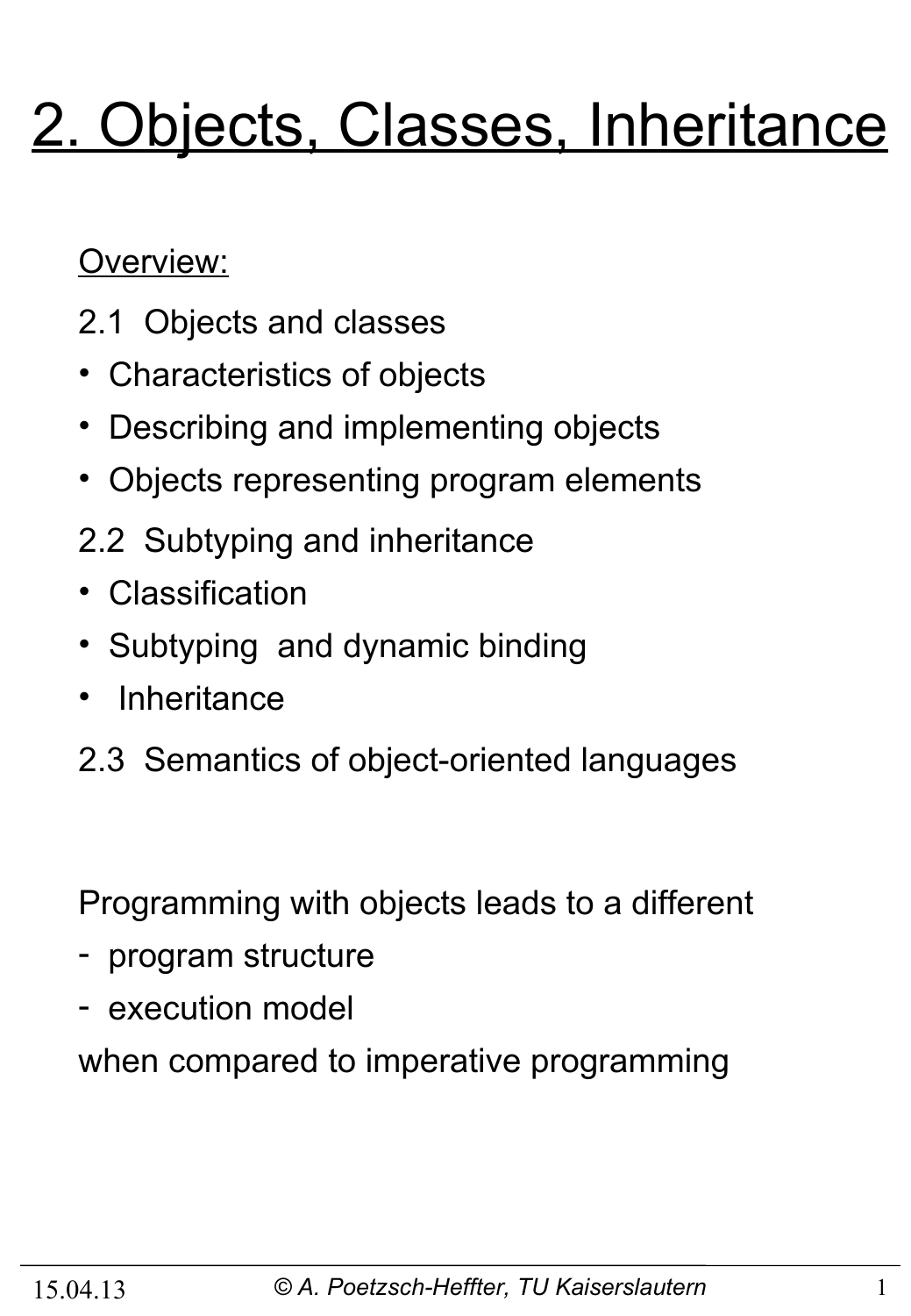# 2. Objects, Classes, Inheritance

Overview:

2.1 Objects and classes

- Characteristics of objects
- Describing and implementing objects
- Objects representing program elements

2.2 Subtyping and inheritance

- Classification
- Subtyping and dynamic binding
- Inheritance

2.3 Semantics of object-oriented languages

Programming with objects leads to a different

- program structure
- execution model

when compared to imperative programming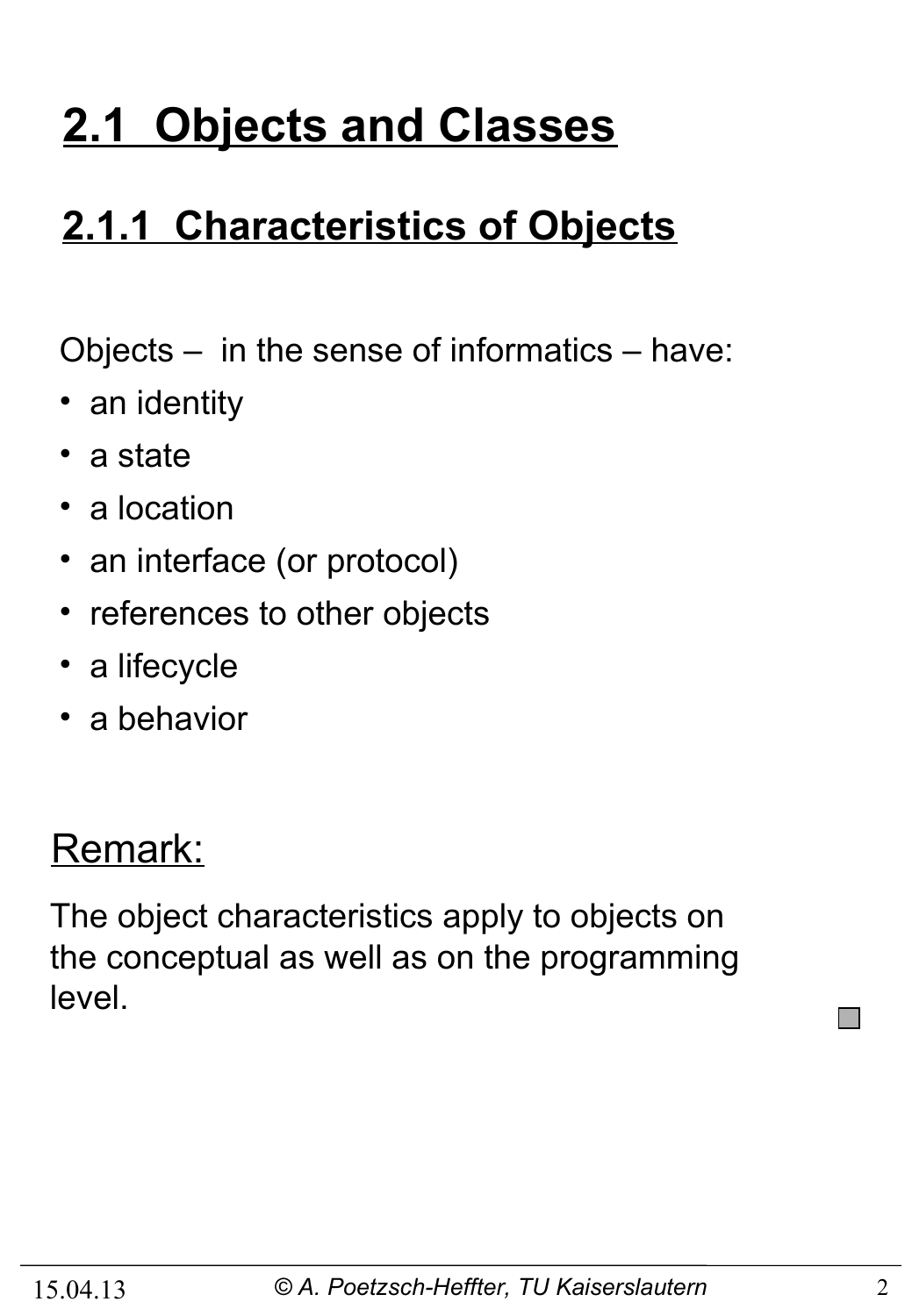# 2.1 Objects and Classes

## 2.1.1 Characteristics of Objects

Objects – in the sense of informatics – have:

- an identity
- a state
- a location
- an interface (or protocol)
- references to other objects
- a lifecycle
- a behavior

### Remark:

The object characteristics apply to objects on the conceptual as well as on the programming level.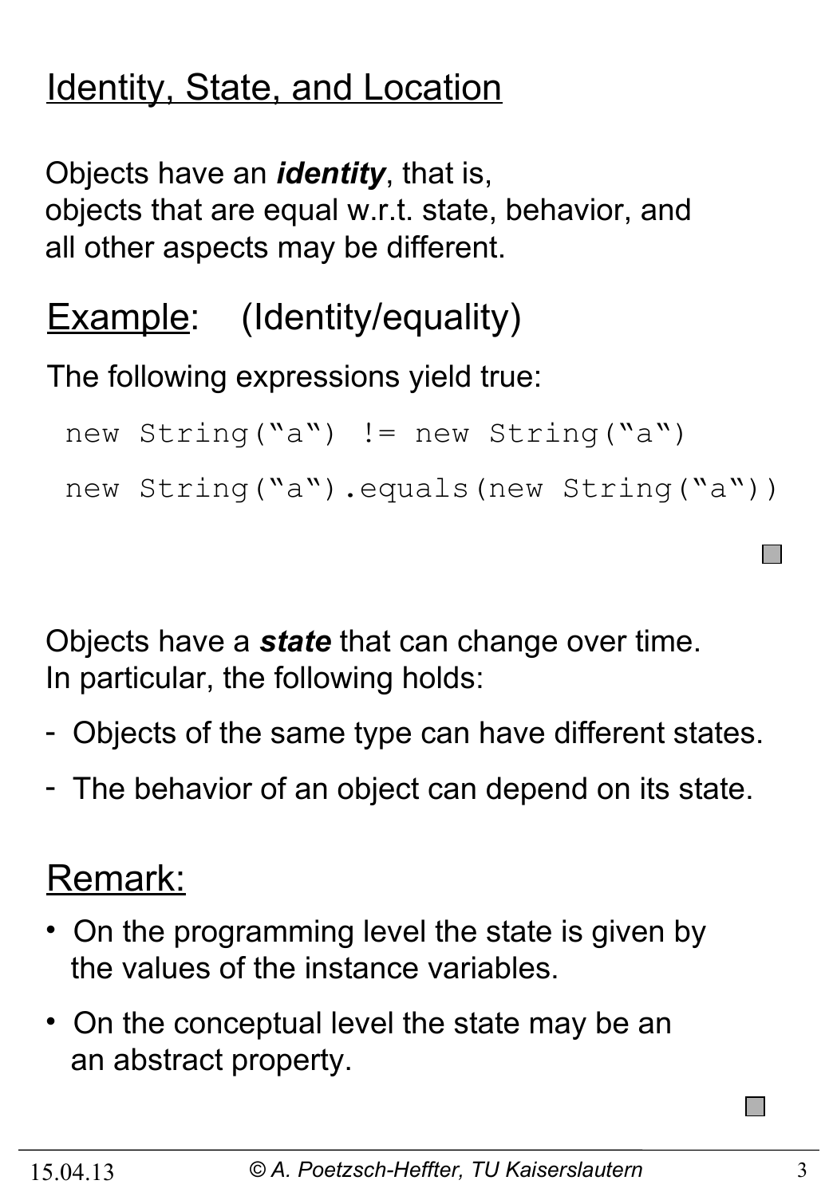## Identity, State, and Location

Objects have an ***identity***, that is,
objects that are equal w.r.t. state, behavior, and
all other aspects may be different.

### Example: (Identity/equality)

The following expressions yield true:

```
new String(“a“) != new String(“a“)

new String(“a“).equals(new String(“a“))
```

Objects have a ***state*** that can change over time.
In particular, the following holds:

- Objects of the same type can have different states.
- The behavior of an object can depend on its state.

### Remark:

- On the programming level the state is given by the values of the instance variables.
- On the conceptual level the state may be an an abstract property.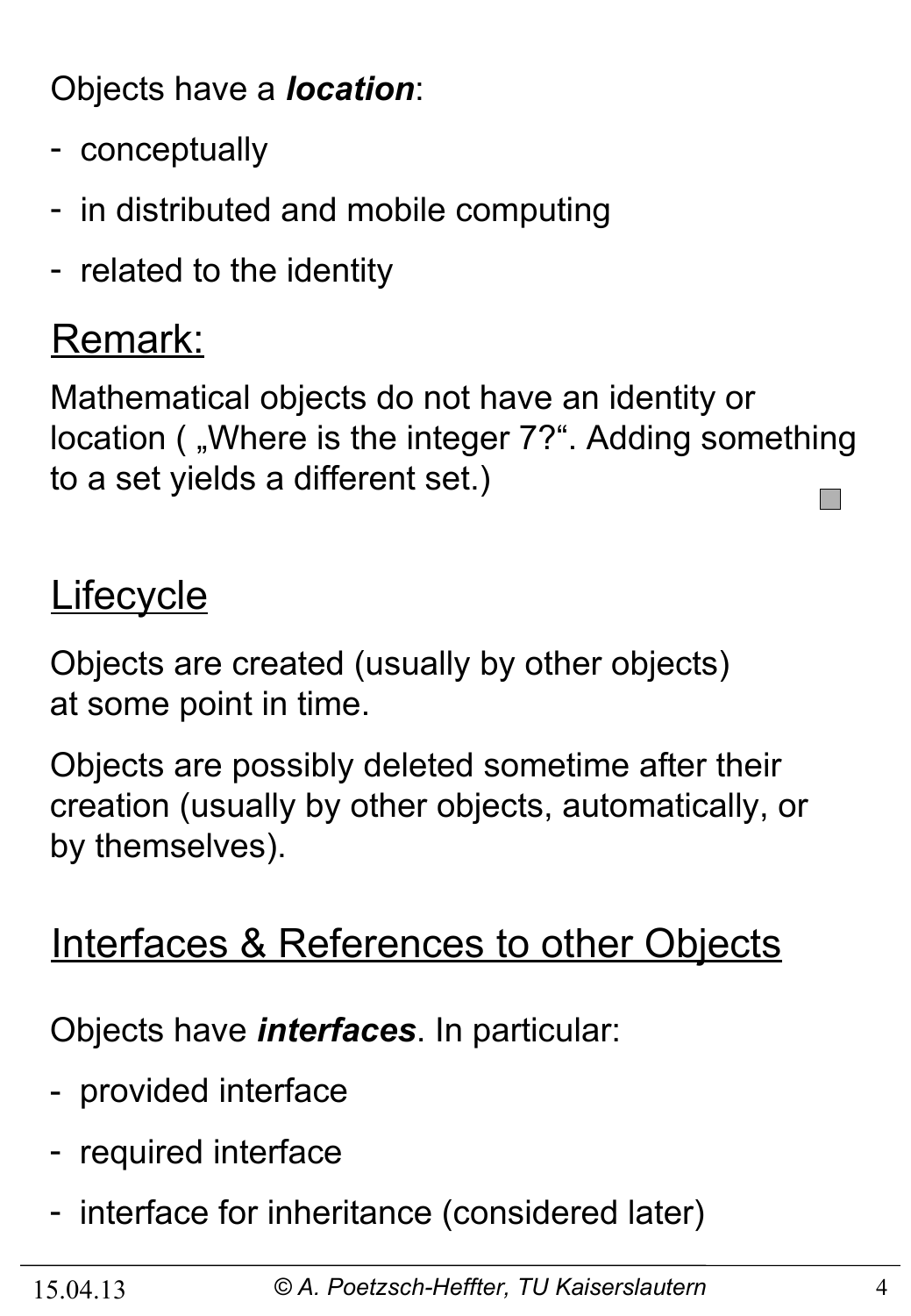Objects have a ***location***:

- conceptually
- in distributed and mobile computing
- related to the identity

## Remark:

Mathematical objects do not have an identity or location ( „Where is the integer 7?“. Adding something to a set yields a different set.)

## Lifecycle

Objects are created (usually by other objects) at some point in time.

Objects are possibly deleted sometime after their creation (usually by other objects, automatically, or by themselves).

## Interfaces & References to other Objects

Objects have ***interfaces***. In particular:

- provided interface
- required interface
- interface for inheritance (considered later)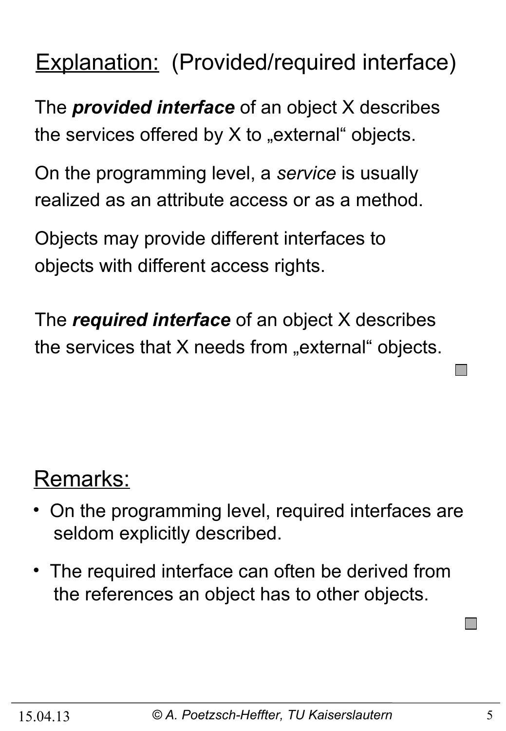## Explanation: (Provided/required interface)

The ***provided interface*** of an object X describes the services offered by X to „external" objects.

On the programming level, a *service* is usually realized as an attribute access or as a method.

Objects may provide different interfaces to objects with different access rights.

The ***required interface*** of an object X describes the services that X needs from „external" objects.

## Remarks:

- On the programming level, required interfaces are seldom explicitly described.
- The required interface can often be derived from the references an object has to other objects.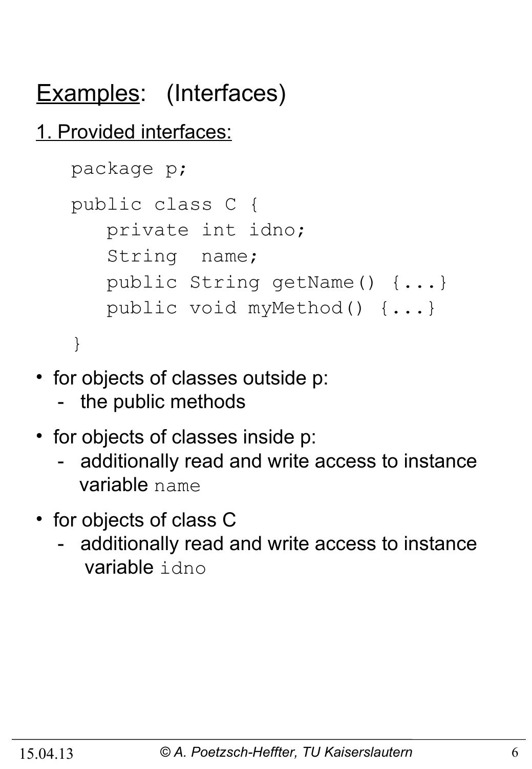# Examples: (Interfaces)

## 1. Provided interfaces:

```
package p;

public class C {
   private int idno;
   String  name;
   public String getName() {...}
   public void myMethod() {...}
}
```

- for objects of classes outside p:
  - the public methods
- for objects of classes inside p:
  - additionally read and write access to instance variable `name`
- for objects of class C
  - additionally read and write access to instance variable `idno`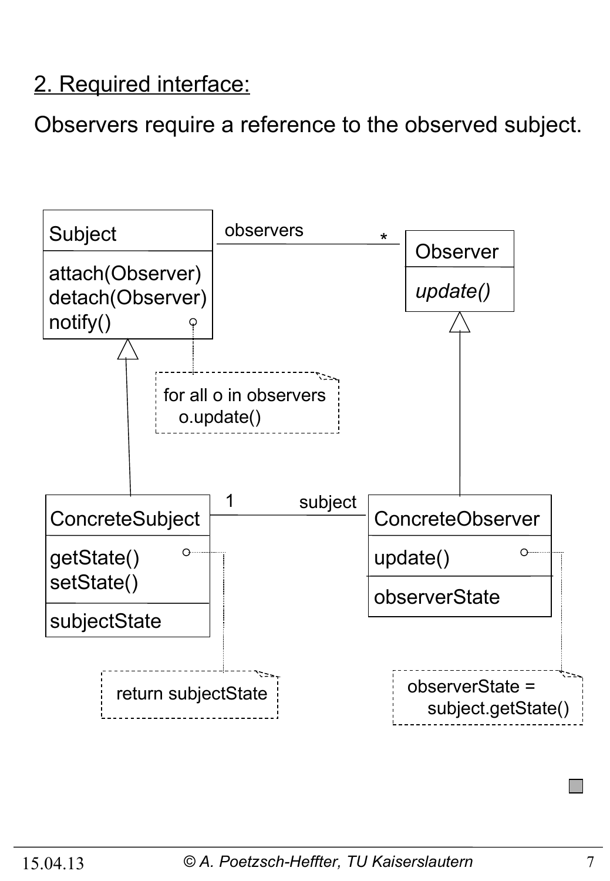## 2. Required interface:

Observers require a reference to the observed subject.

**Subject**
- attach(Observer)
- detach(Observer)
- notify()

observers *

**Observer**
- *update()*

for all o in observers
  o.update()

**ConcreteSubject**
- getState()
- setState()
- subjectState

1 subject

**ConcreteObserver**
- update()
- observerState

return subjectState

observerState =
  subject.getState()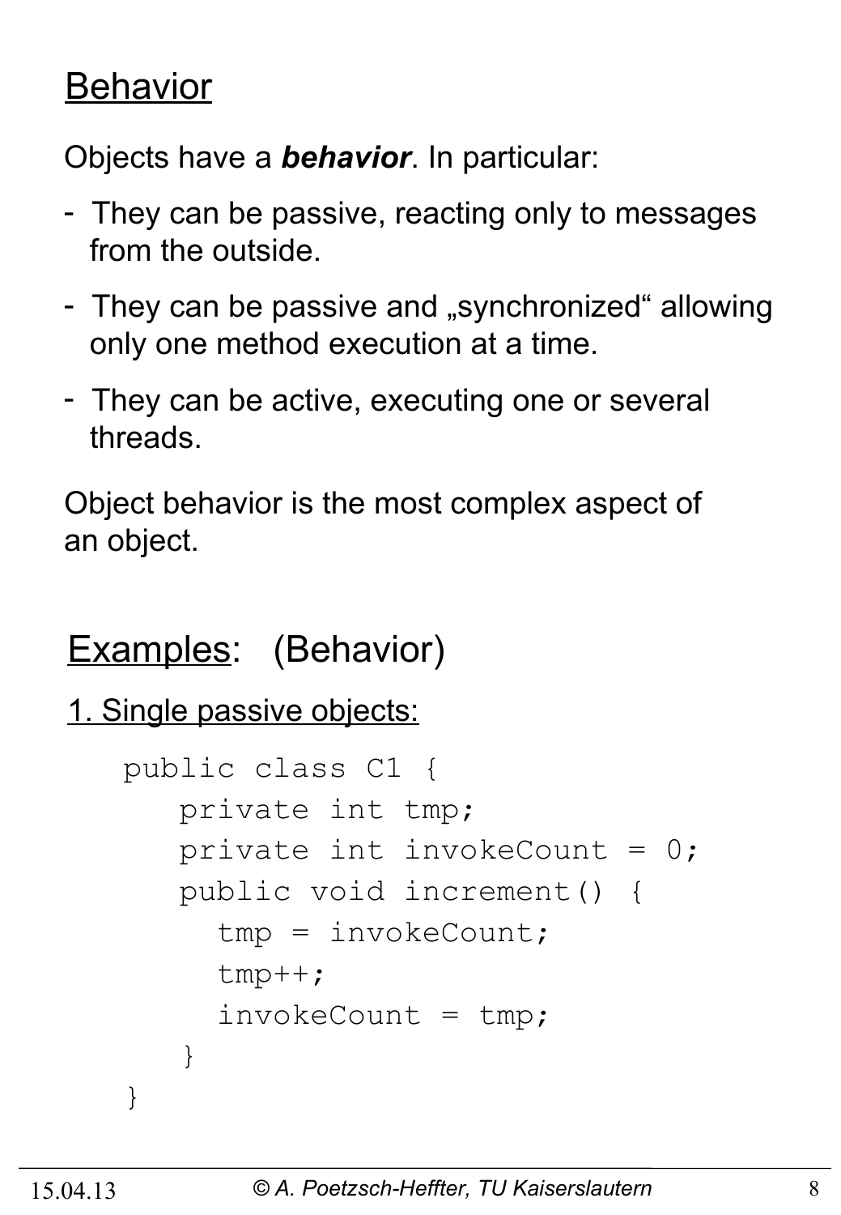## Behavior

Objects have a ***behavior***. In particular:

- They can be passive, reacting only to messages from the outside.
- They can be passive and „synchronized" allowing only one method execution at a time.
- They can be active, executing one or several threads.

Object behavior is the most complex aspect of an object.

## Examples: (Behavior)

### 1. Single passive objects:

```
public class C1 {
   private int tmp;
   private int invokeCount = 0;
   public void increment() {
     tmp = invokeCount;
     tmp++;
     invokeCount = tmp;
   }
}
```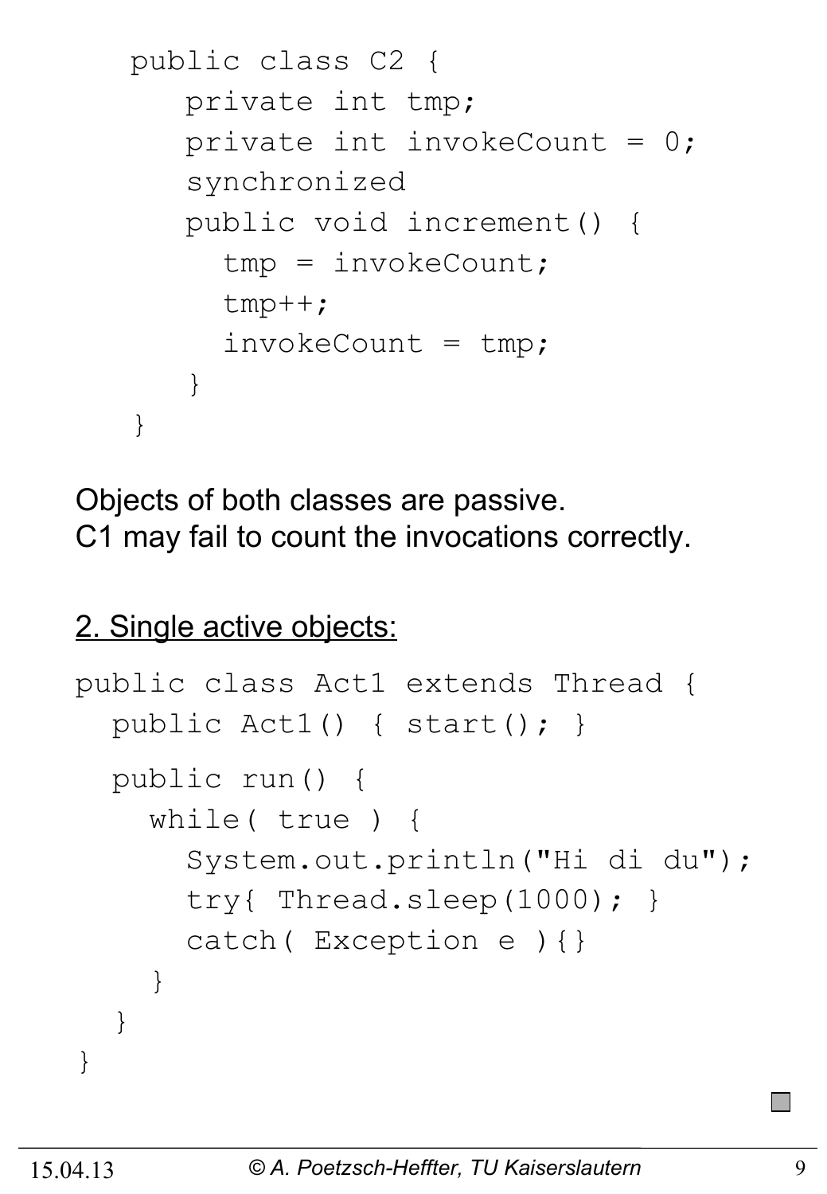```
public class C2 {
   private int tmp;
   private int invokeCount = 0;
   synchronized
   public void increment() {
     tmp = invokeCount;
     tmp++;
     invokeCount = tmp;
   }
}
```

Objects of both classes are passive.
C1 may fail to count the invocations correctly.

2. Single active objects:

```
public class Act1 extends Thread {
  public Act1() { start(); }

  public run() {
    while( true ) {
      System.out.println("Hi di du");
      try{ Thread.sleep(1000); }
      catch( Exception e ){}
    }
  }
}
```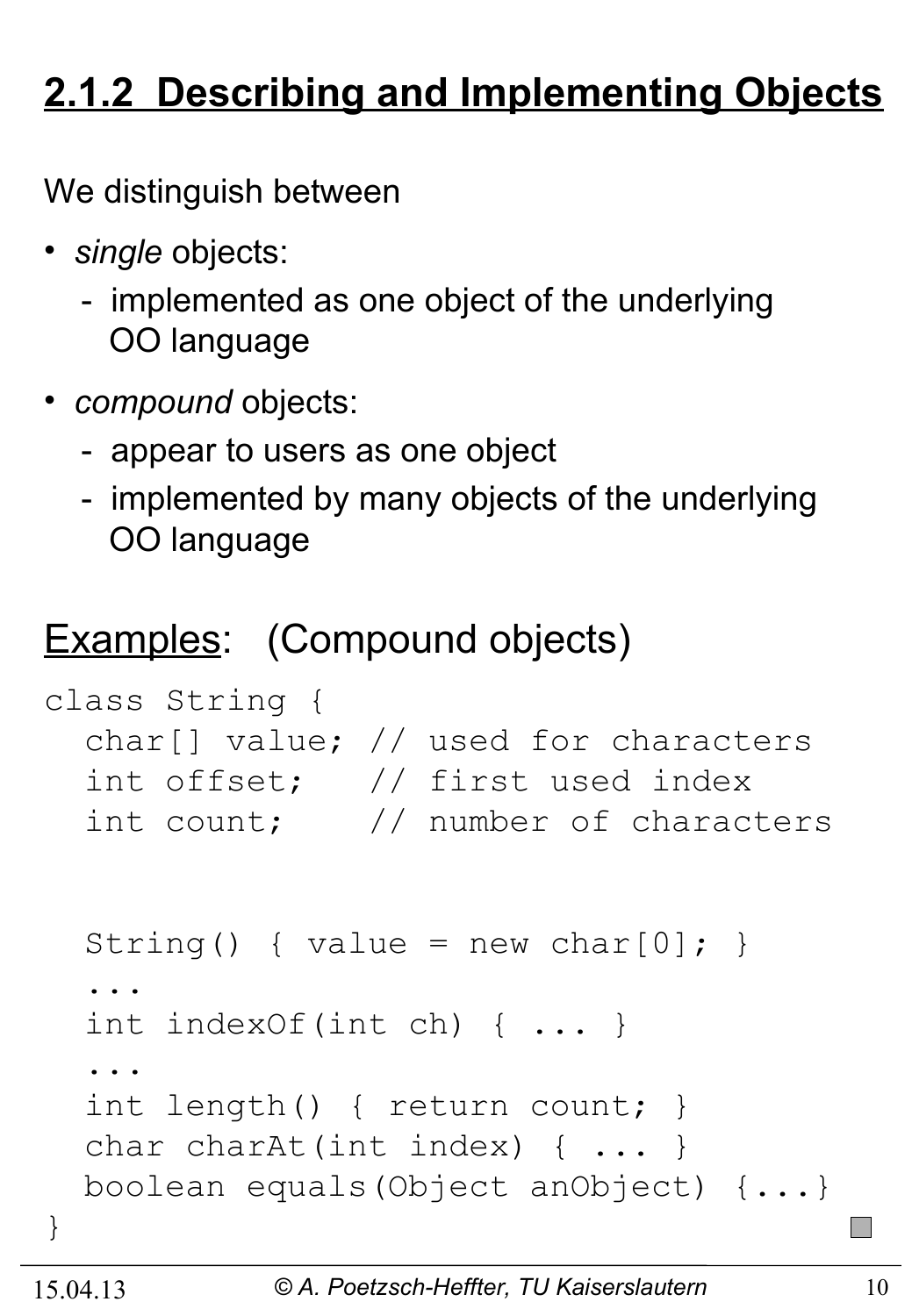## 2.1.2 Describing and Implementing Objects

We distinguish between

- *single* objects:
  - implemented as one object of the underlying OO language
- *compound* objects:
  - appear to users as one object
  - implemented by many objects of the underlying OO language

Examples: (Compound objects)

```
class String {
  char[] value; // used for characters
  int offset;   // first used index
  int count;    // number of characters


  String() { value = new char[0]; }
  ...
  int indexOf(int ch) { ... }
  ...
  int length() { return count; }
  char charAt(int index) { ... }
  boolean equals(Object anObject) {...}
}
```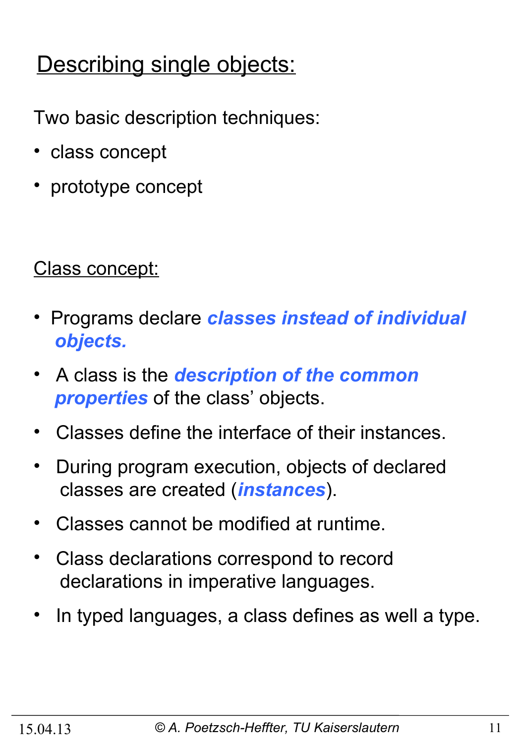## Describing single objects:

Two basic description techniques:

- class concept
- prototype concept

### Class concept:

- Programs declare ***classes instead of individual objects.***
- A class is the ***description of the common properties*** of the class' objects.
- Classes define the interface of their instances.
- During program execution, objects of declared classes are created (***instances***).
- Classes cannot be modified at runtime.
- Class declarations correspond to record declarations in imperative languages.
- In typed languages, a class defines as well a type.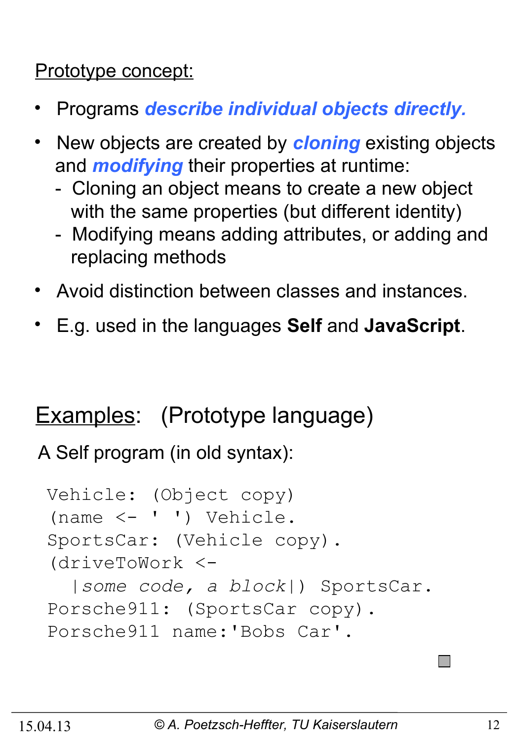Prototype concept:

- Programs ***describe individual objects directly.***
- New objects are created by ***cloning*** existing objects and ***modifying*** their properties at runtime:
  - Cloning an object means to create a new object with the same properties (but different identity)
  - Modifying means adding attributes, or adding and replacing methods
- Avoid distinction between classes and instances.
- E.g. used in the languages **Self** and **JavaScript**.

Examples: (Prototype language)

A Self program (in old syntax):

```
Vehicle: (Object copy)
(name <- ' ') Vehicle.
SportsCar: (Vehicle copy).
(driveToWork <-
  |some code, a block|) SportsCar.
Porsche911: (SportsCar copy).
Porsche911 name:'Bobs Car'.
```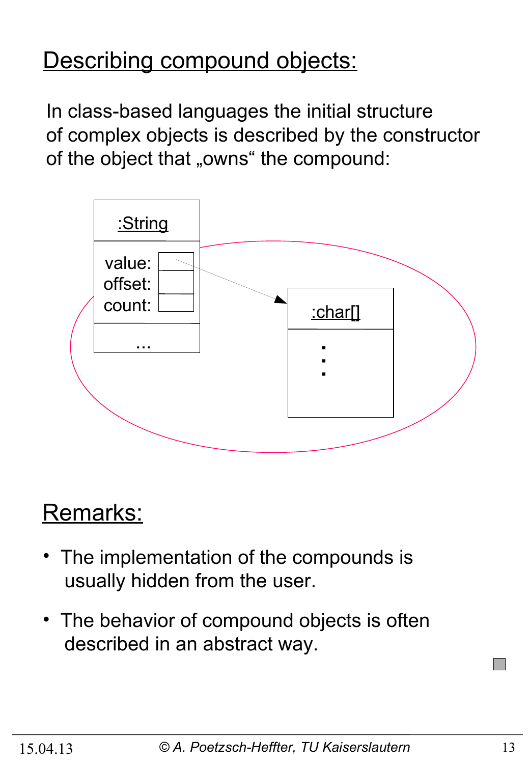## Describing compound objects:

In class-based languages the initial structure of complex objects is described by the constructor of the object that „owns“ the compound:

:String

value:
offset:
count:

...

:char[]

## Remarks:

- The implementation of the compounds is usually hidden from the user.
- The behavior of compound objects is often described in an abstract way.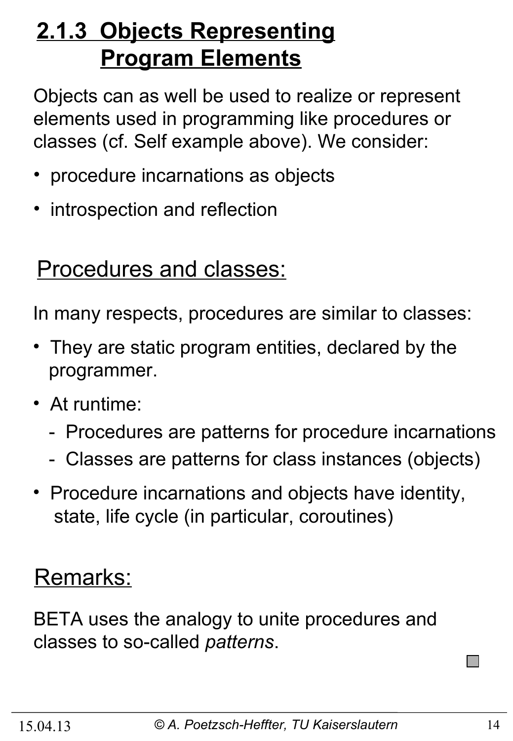## 2.1.3 Objects Representing Program Elements

Objects can as well be used to realize or represent elements used in programming like procedures or classes (cf. Self example above). We consider:

- procedure incarnations as objects
- introspection and reflection

### Procedures and classes:

In many respects, procedures are similar to classes:

- They are static program entities, declared by the programmer.
- At runtime:
  - Procedures are patterns for procedure incarnations
  - Classes are patterns for class instances (objects)
- Procedure incarnations and objects have identity, state, life cycle (in particular, coroutines)

### Remarks:

BETA uses the analogy to unite procedures and classes to so-called *patterns*.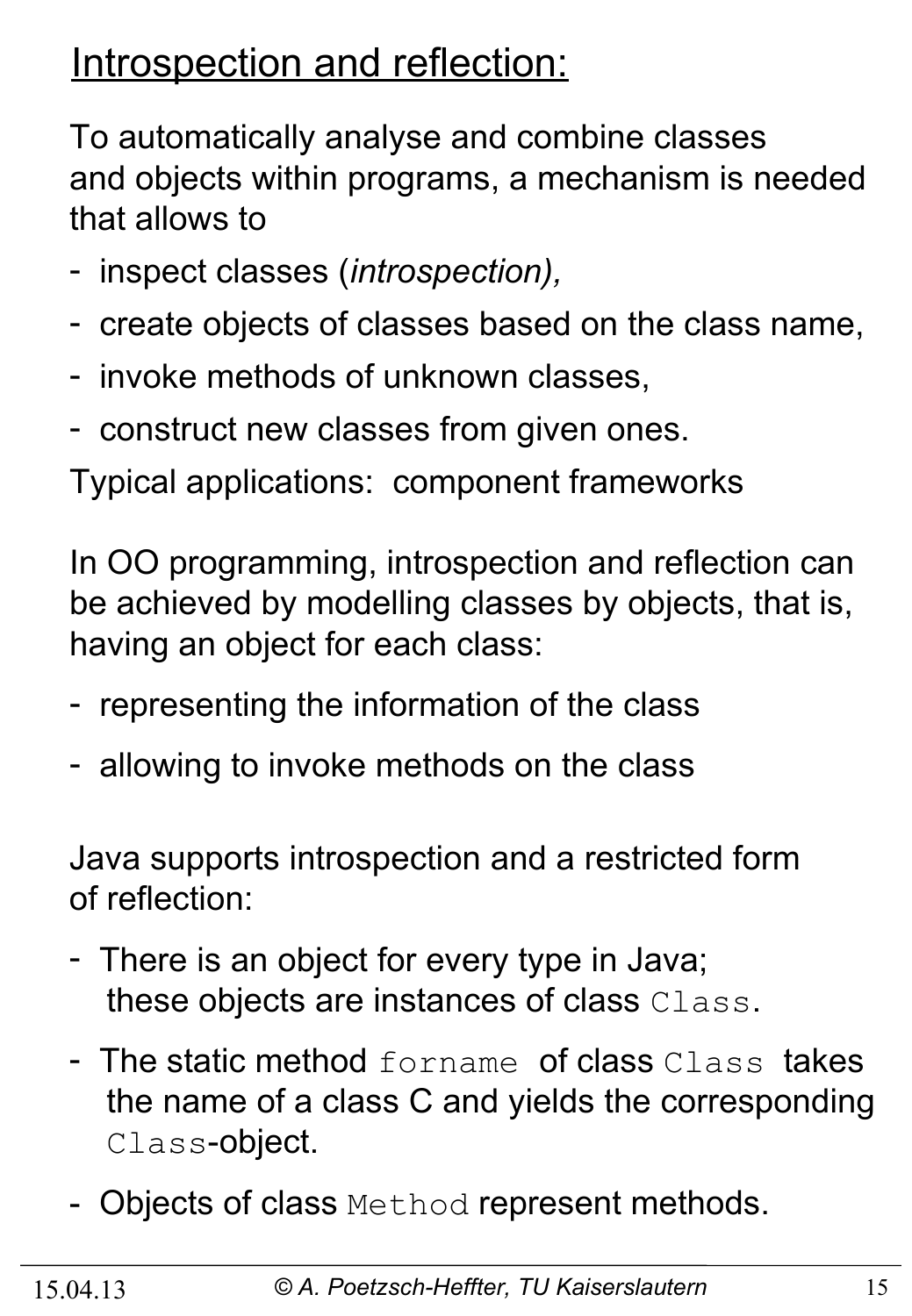## Introspection and reflection:

To automatically analyse and combine classes and objects within programs, a mechanism is needed that allows to

- inspect classes (*introspection),*
- create objects of classes based on the class name,
- invoke methods of unknown classes,
- construct new classes from given ones.

Typical applications: component frameworks

In OO programming, introspection and reflection can be achieved by modelling classes by objects, that is, having an object for each class:

- representing the information of the class
- allowing to invoke methods on the class

Java supports introspection and a restricted form of reflection:

- There is an object for every type in Java; these objects are instances of class `Class`.
- The static method `forname` of class `Class` takes the name of a class C and yields the corresponding `Class`-object.
- Objects of class `Method` represent methods.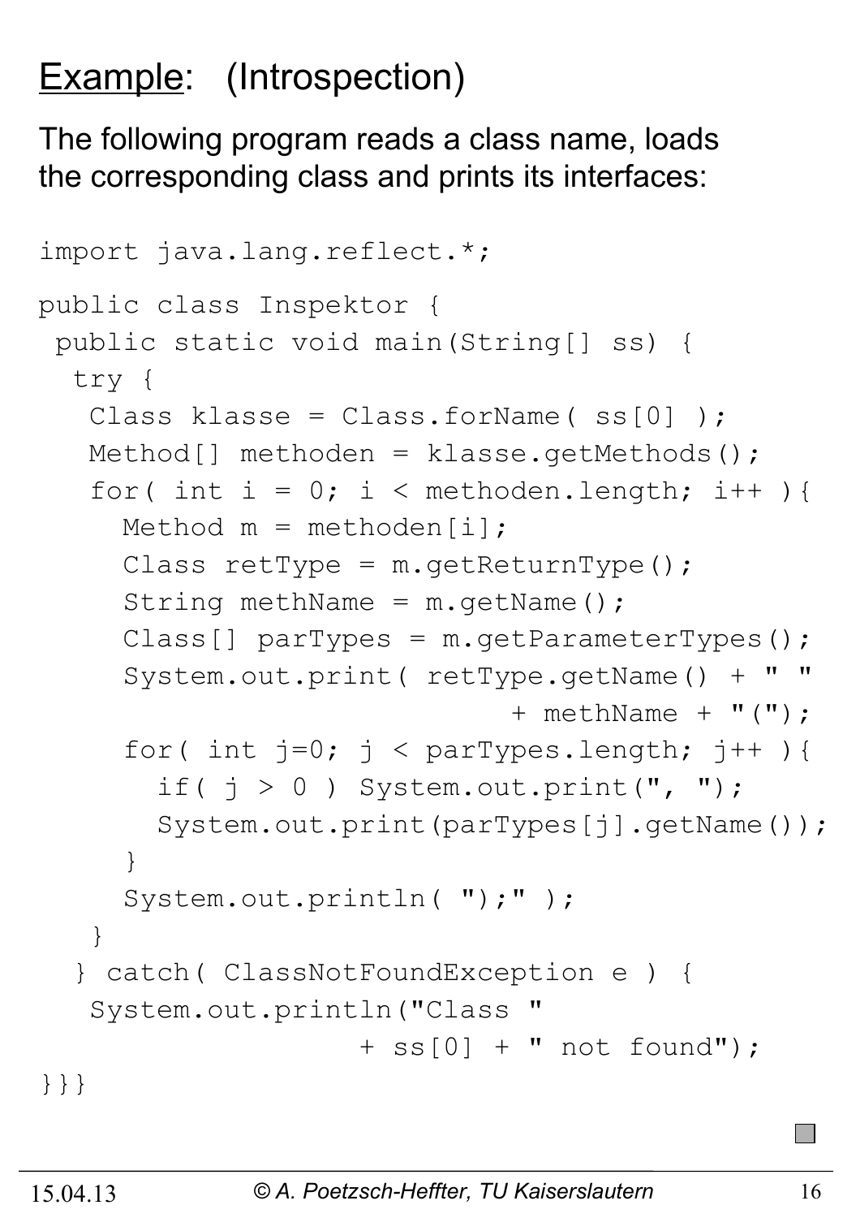# Example: (Introspection)

The following program reads a class name, loads the corresponding class and prints its interfaces:

```
import java.lang.reflect.*;

public class Inspektor {
 public static void main(String[] ss) {
  try {
   Class klasse = Class.forName( ss[0] );
   Method[] methoden = klasse.getMethods();
   for( int i = 0; i < methoden.length; i++ ){
     Method m = methoden[i];
     Class retType = m.getReturnType();
     String methName = m.getName();
     Class[] parTypes = m.getParameterTypes();
     System.out.print( retType.getName() + " "
                             + methName + "(");
     for( int j=0; j < parTypes.length; j++ ){
       if( j > 0 ) System.out.print(", ");
       System.out.print(parTypes[j].getName());
     }
     System.out.println( ");" );
   }
  } catch( ClassNotFoundException e ) {
   System.out.println("Class "
                   + ss[0] + " not found");
}}}
```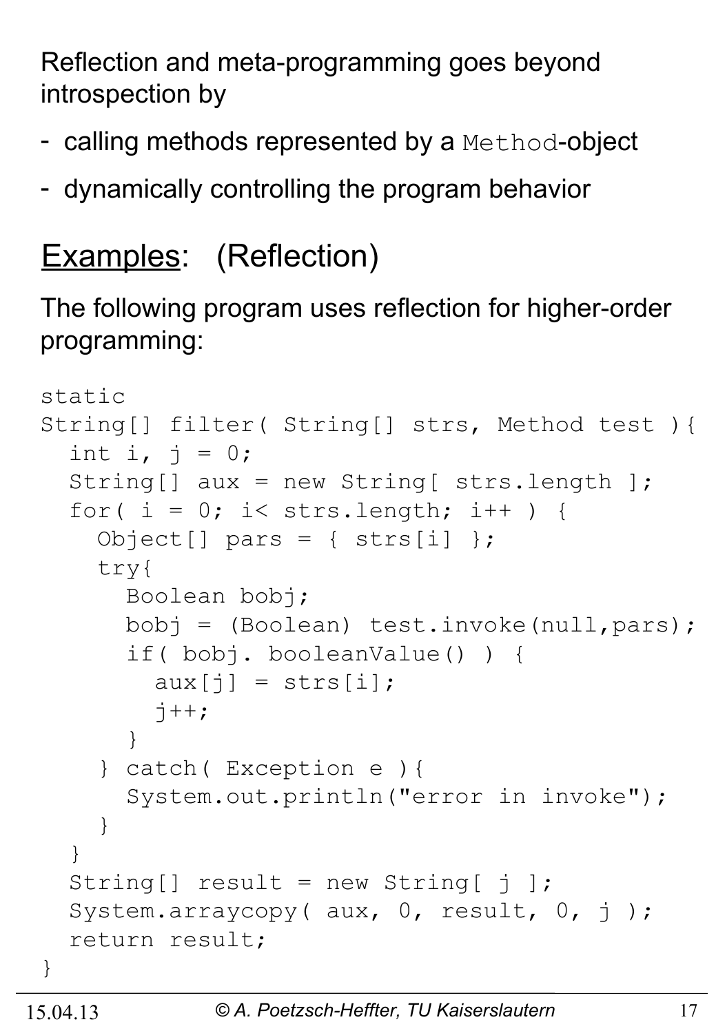Reflection and meta-programming goes beyond introspection by

- calling methods represented by a `Method`-object
- dynamically controlling the program behavior

## <u>Examples</u>: (Reflection)

The following program uses reflection for higher-order programming:

```
static
String[] filter( String[] strs, Method test ){
  int i, j = 0;
  String[] aux = new String[ strs.length ];
  for( i = 0; i< strs.length; i++ ) {
    Object[] pars = { strs[i] };
    try{
      Boolean bobj;
      bobj = (Boolean) test.invoke(null,pars);
      if( bobj. booleanValue() ) {
        aux[j] = strs[i];
        j++;
      }
    } catch( Exception e ){
      System.out.println("error in invoke");
    }
  }
  String[] result = new String[ j ];
  System.arraycopy( aux, 0, result, 0, j );
  return result;
}
```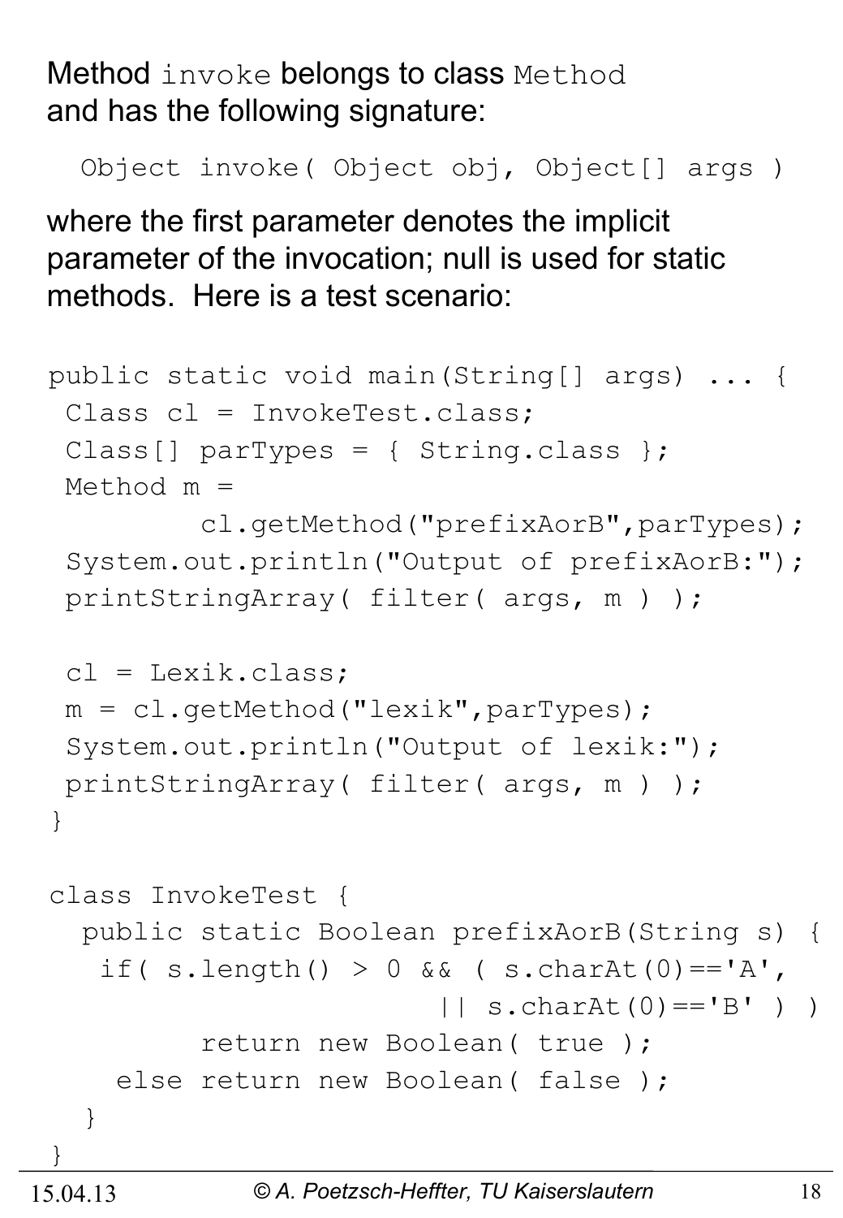Method `invoke` belongs to class `Method` and has the following signature:

```
Object invoke( Object obj, Object[] args )
```

where the first parameter denotes the implicit parameter of the invocation; null is used for static methods. Here is a test scenario:

```
public static void main(String[] args) ... {
 Class cl = InvokeTest.class;
 Class[] parTypes = { String.class };
 Method m =
        cl.getMethod("prefixAorB",parTypes);
 System.out.println("Output of prefixAorB:");
 printStringArray( filter( args, m ) );

 cl = Lexik.class;
 m = cl.getMethod("lexik",parTypes);
 System.out.println("Output of lexik:");
 printStringArray( filter( args, m ) );
}

class InvokeTest {
  public static Boolean prefixAorB(String s) {
   if( s.length() > 0 && ( s.charAt(0)=='A',
                        || s.charAt(0)=='B' ) )
        return new Boolean( true );
    else return new Boolean( false );
  }
}
```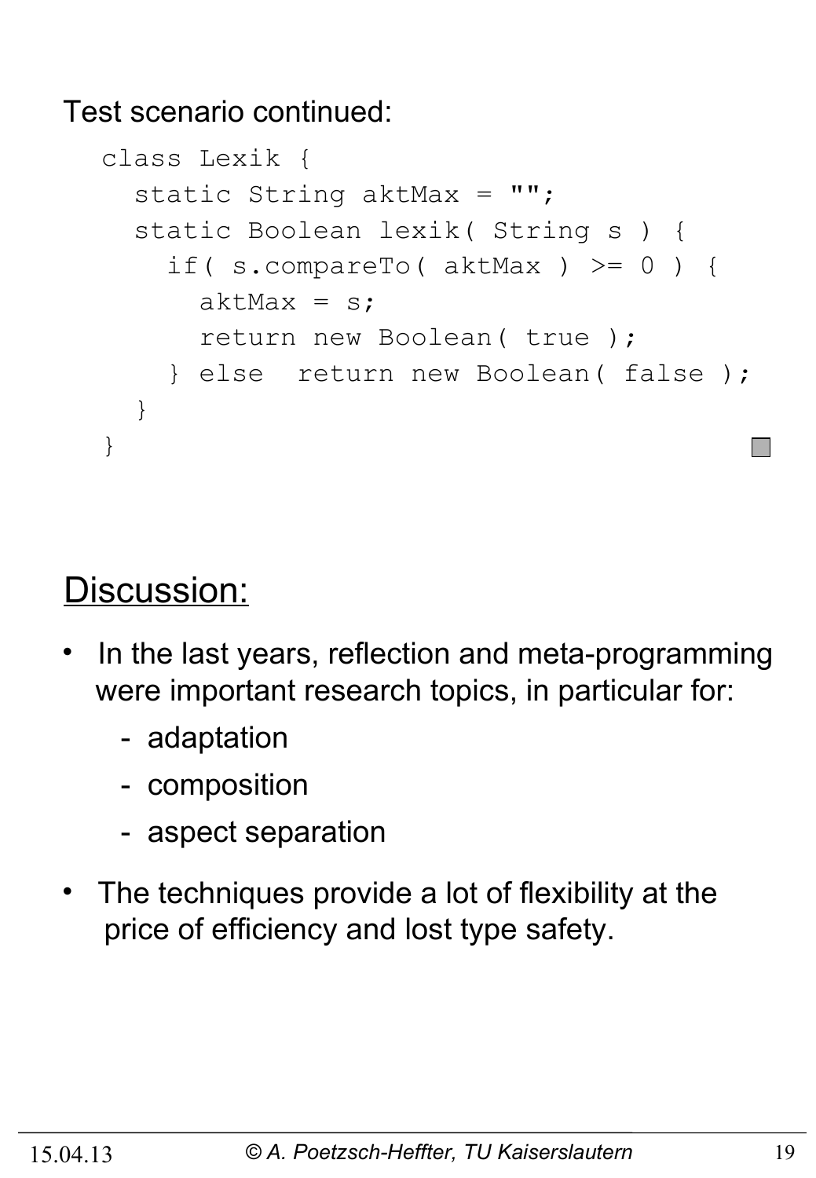Test scenario continued:

```
class Lexik {
  static String aktMax = "";
  static Boolean lexik( String s ) {
    if( s.compareTo( aktMax ) >= 0 ) {
      aktMax = s;
      return new Boolean( true );
    } else  return new Boolean( false );
  }
}
```

## Discussion:

- In the last years, reflection and meta-programming were important research topics, in particular for:
  - adaptation
  - composition
  - aspect separation
- The techniques provide a lot of flexibility at the price of efficiency and lost type safety.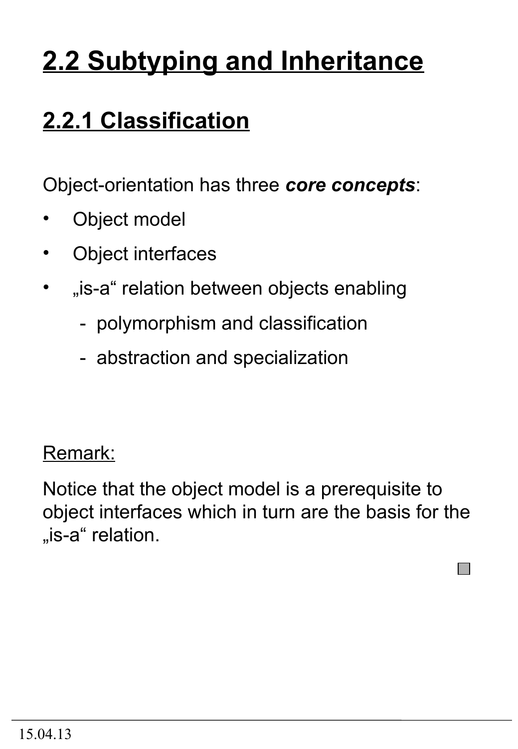# 2.2 Subtyping and Inheritance

## 2.2.1 Classification

Object-orientation has three ***core concepts***:

- Object model
- Object interfaces
- „is-a“ relation between objects enabling
  - polymorphism and classification
  - abstraction and specialization

Remark:

Notice that the object model is a prerequisite to object interfaces which in turn are the basis for the „is-a“ relation.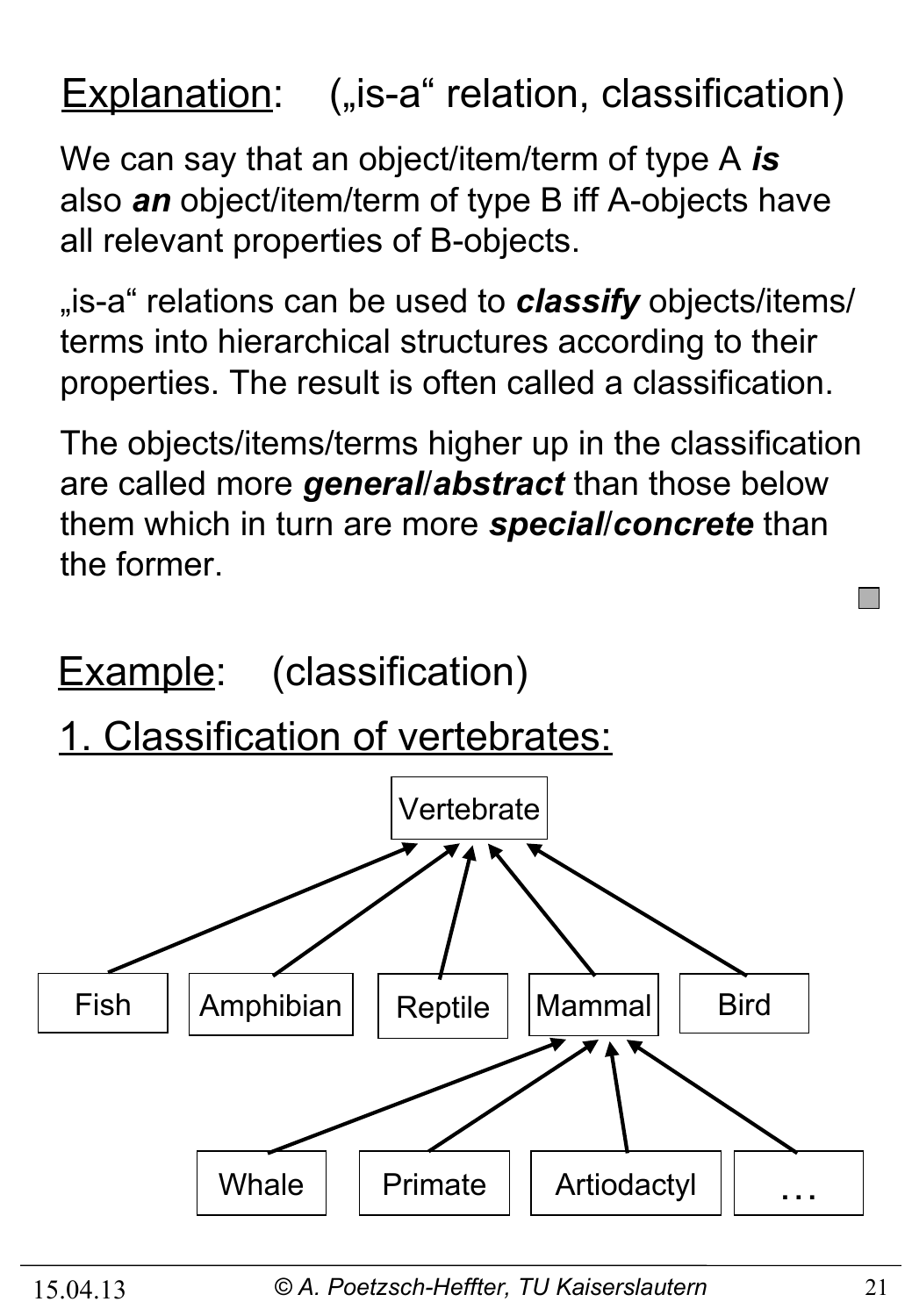## Explanation: („is-a" relation, classification)

We can say that an object/item/term of type A ***is*** also ***an*** object/item/term of type B iff A-objects have all relevant properties of B-objects.

„is-a" relations can be used to ***classify*** objects/items/terms into hierarchical structures according to their properties. The result is often called a classification.

The objects/items/terms higher up in the classification are called more ***general***/***abstract*** than those below them which in turn are more ***special***/***concrete*** than the former.

## Example: (classification)

### 1. Classification of vertebrates:

- Vertebrate
  - Fish
  - Amphibian
  - Reptile
  - Mammal
    - Whale
    - Primate
    - Artiodactyl
    - …
  - Bird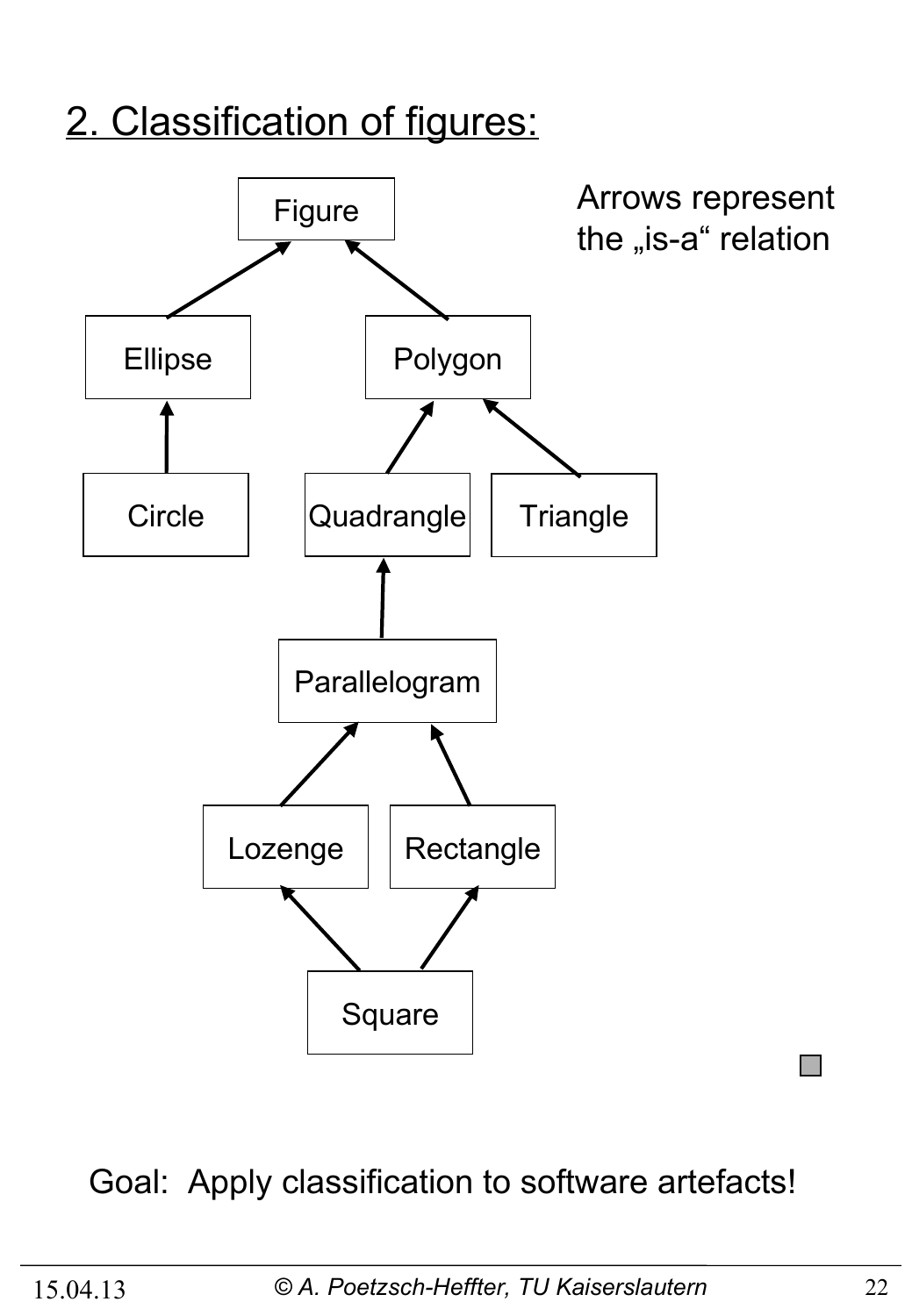## 2. Classification of figures:

Arrows represent the „is-a" relation

Figure
Ellipse
Polygon
Circle
Quadrangle
Triangle
Parallelogram
Lozenge
Rectangle
Square

Goal: Apply classification to software artefacts!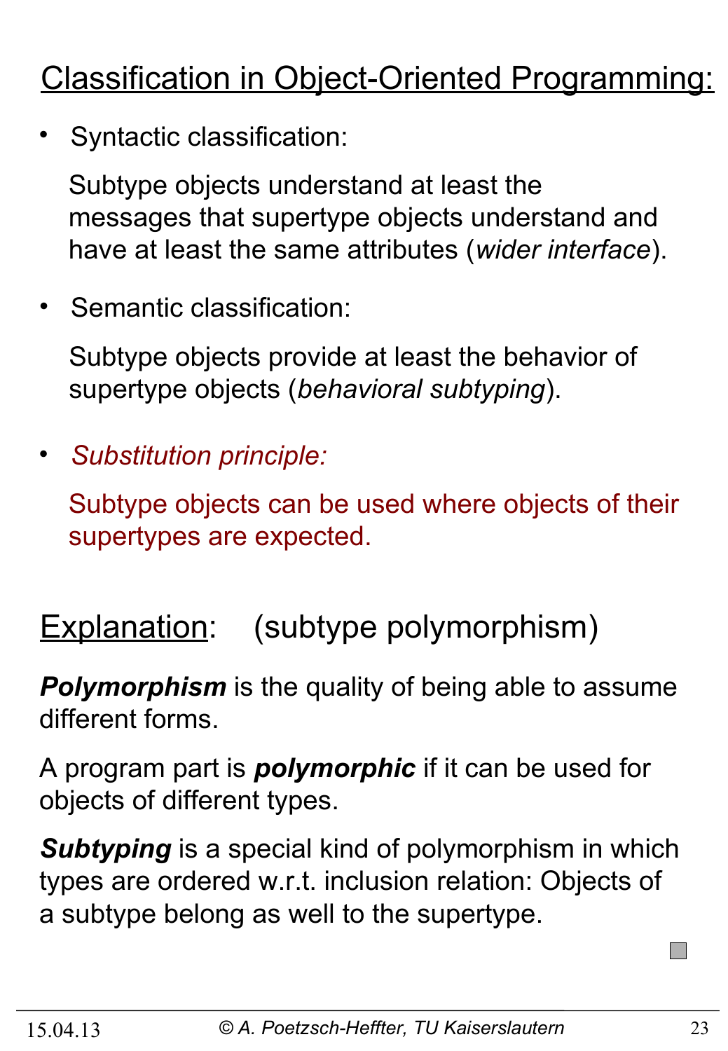## Classification in Object-Oriented Programming:

- Syntactic classification:

  Subtype objects understand at least the messages that supertype objects understand and have at least the same attributes (*wider interface*).

- Semantic classification:

  Subtype objects provide at least the behavior of supertype objects (*behavioral subtyping*).

- *Substitution principle:*

  Subtype objects can be used where objects of their supertypes are expected.

## Explanation: (subtype polymorphism)

***Polymorphism*** is the quality of being able to assume different forms.

A program part is ***polymorphic*** if it can be used for objects of different types.

***Subtyping*** is a special kind of polymorphism in which types are ordered w.r.t. inclusion relation: Objects of a subtype belong as well to the supertype.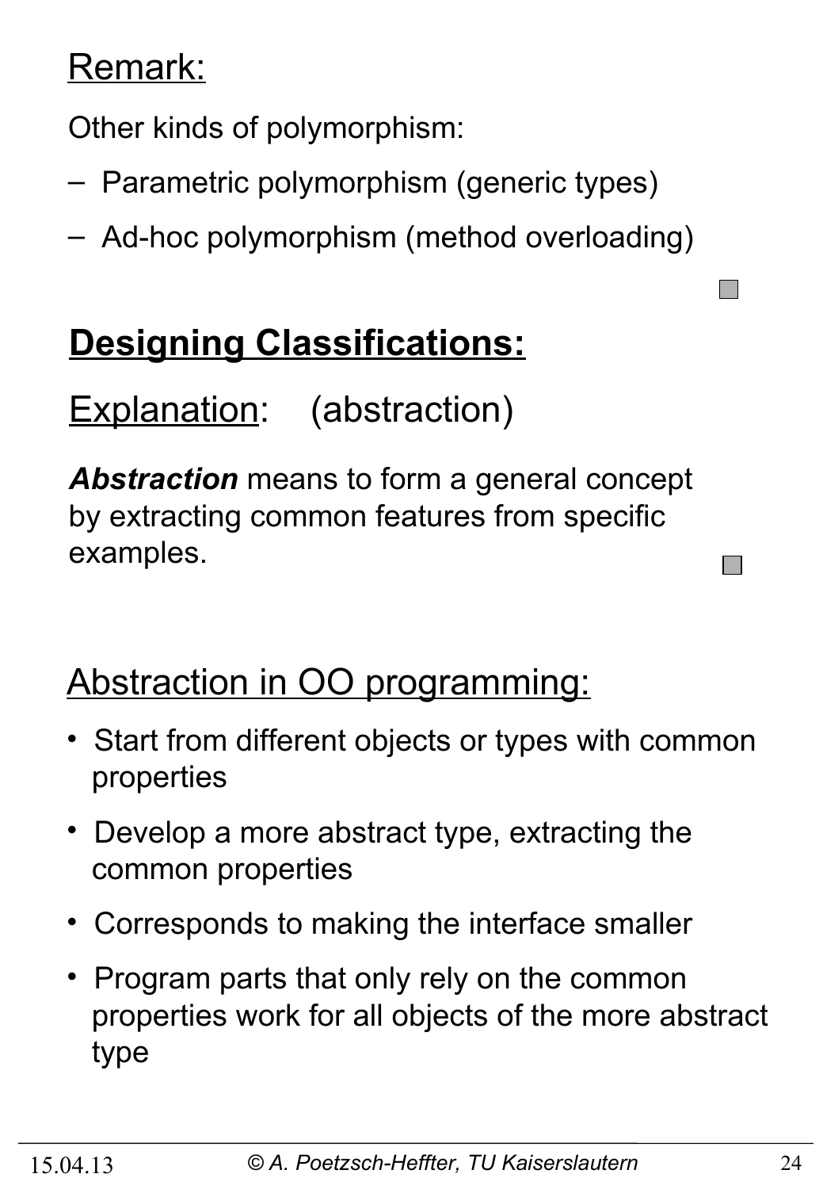Remark:

Other kinds of polymorphism:

- Parametric polymorphism (generic types)
- Ad-hoc polymorphism (method overloading)

## Designing Classifications:

Explanation: (abstraction)

***Abstraction*** means to form a general concept by extracting common features from specific examples.

### Abstraction in OO programming:

- Start from different objects or types with common properties
- Develop a more abstract type, extracting the common properties
- Corresponds to making the interface smaller
- Program parts that only rely on the common properties work for all objects of the more abstract type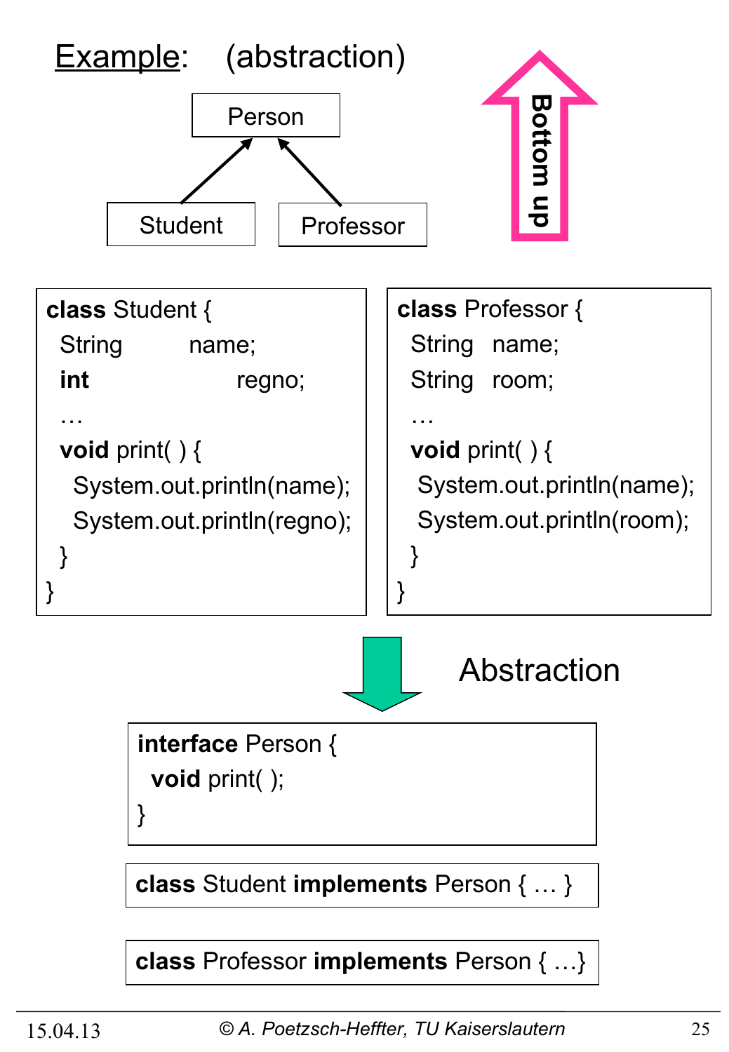## Example: (abstraction)

Person

Student → Person, Professor → Person

**Bottom up**

```
class Student {
  String      name;
  int         regno;
  …
  void print( ) {
    System.out.println(name);
    System.out.println(regno);
  }
}
```

```
class Professor {
  String  name;
  String  room;
  …
  void print( ) {
    System.out.println(name);
    System.out.println(room);
  }
}
```

Abstraction

```
interface Person {
  void print( );
}
```

```
class Student implements Person { … }
```

```
class Professor implements Person { …}
```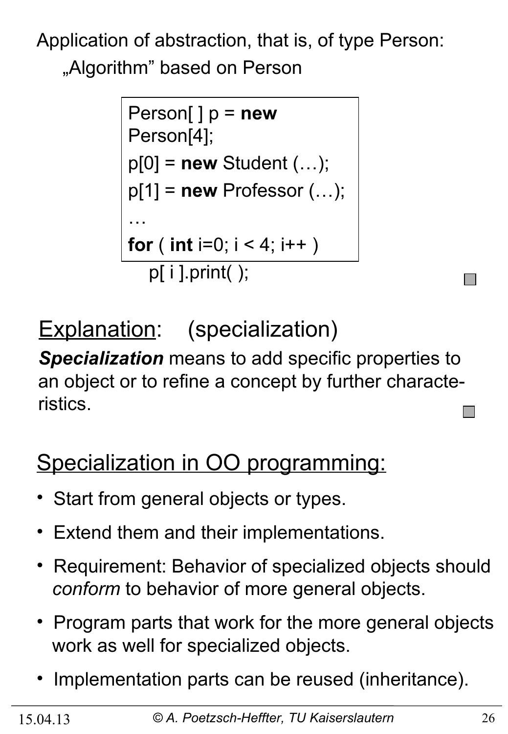Application of abstraction, that is, of type Person:

„Algorithm” based on Person

```
Person[ ] p = new
Person[4];
p[0] = new Student (…);
p[1] = new Professor (…);
…
for ( int i=0; i < 4; i++ )
    p[ i ].print( );
```

## Explanation: (specialization)

***Specialization*** means to add specific properties to an object or to refine a concept by further characteristics.

## Specialization in OO programming:

- Start from general objects or types.
- Extend them and their implementations.
- Requirement: Behavior of specialized objects should *conform* to behavior of more general objects.
- Program parts that work for the more general objects work as well for specialized objects.
- Implementation parts can be reused (inheritance).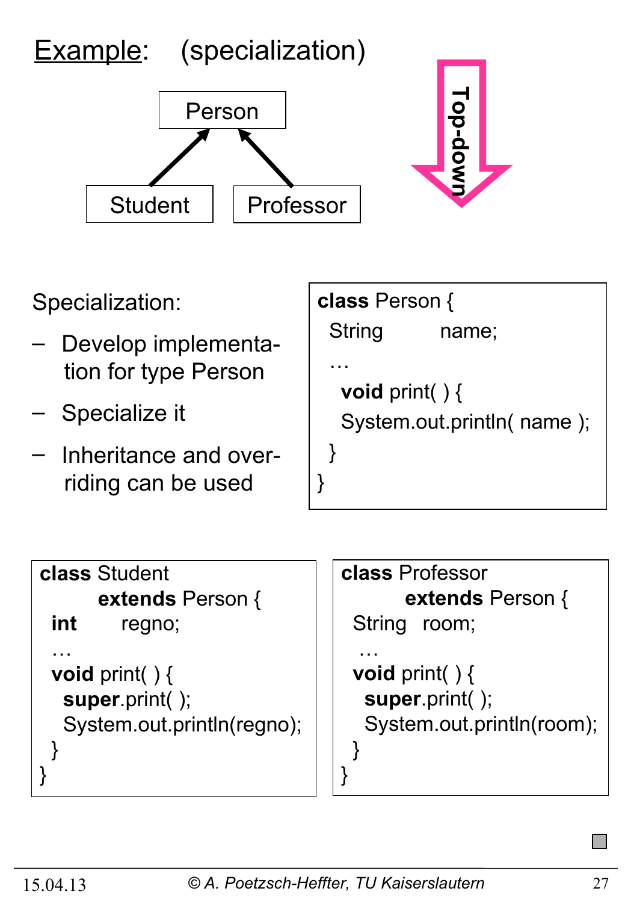# Example: (specialization)

Person

Student    Professor

Top-down

Specialization:

- Develop implementation for type Person
- Specialize it
- Inheritance and overriding can be used

```java
class Person {
  String     name;
  …
   void print( ) {
   System.out.println( name );
  }
}
```

```java
class Student
      extends Person {
  int     regno;
  …
  void print( ) {
    super.print( );
    System.out.println(regno);
  }
}
```

```java
class Professor
        extends Person {
  String  room;
   …
  void print( ) {
    super.print( );
    System.out.println(room);
  }
}
```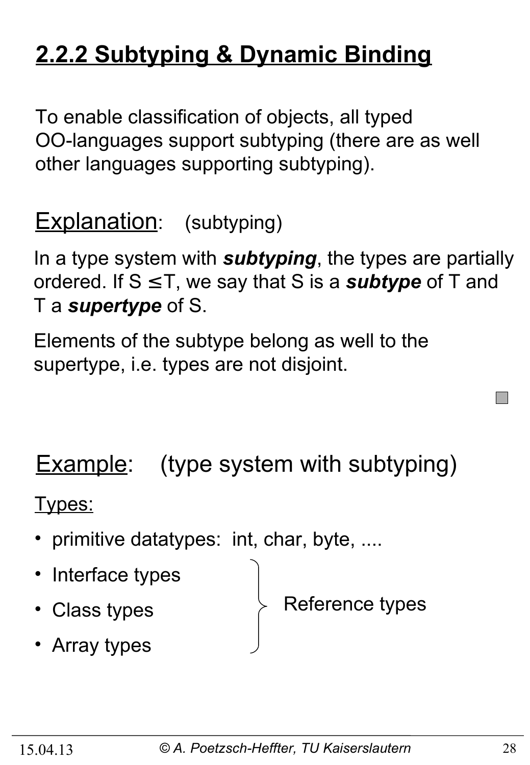## 2.2.2 Subtyping & Dynamic Binding

To enable classification of objects, all typed OO-languages support subtyping (there are as well other languages supporting subtyping).

Explanation: (subtyping)

In a type system with ***subtyping***, the types are partially ordered. If $S \leq T$, we say that S is a ***subtype*** of T and T a ***supertype*** of S.

Elements of the subtype belong as well to the supertype, i.e. types are not disjoint.

Example: (type system with subtyping)

Types:

- primitive datatypes: int, char, byte, ....
- Interface types
- Class types
- Array types

(Interface types, Class types, and Array types: Reference types)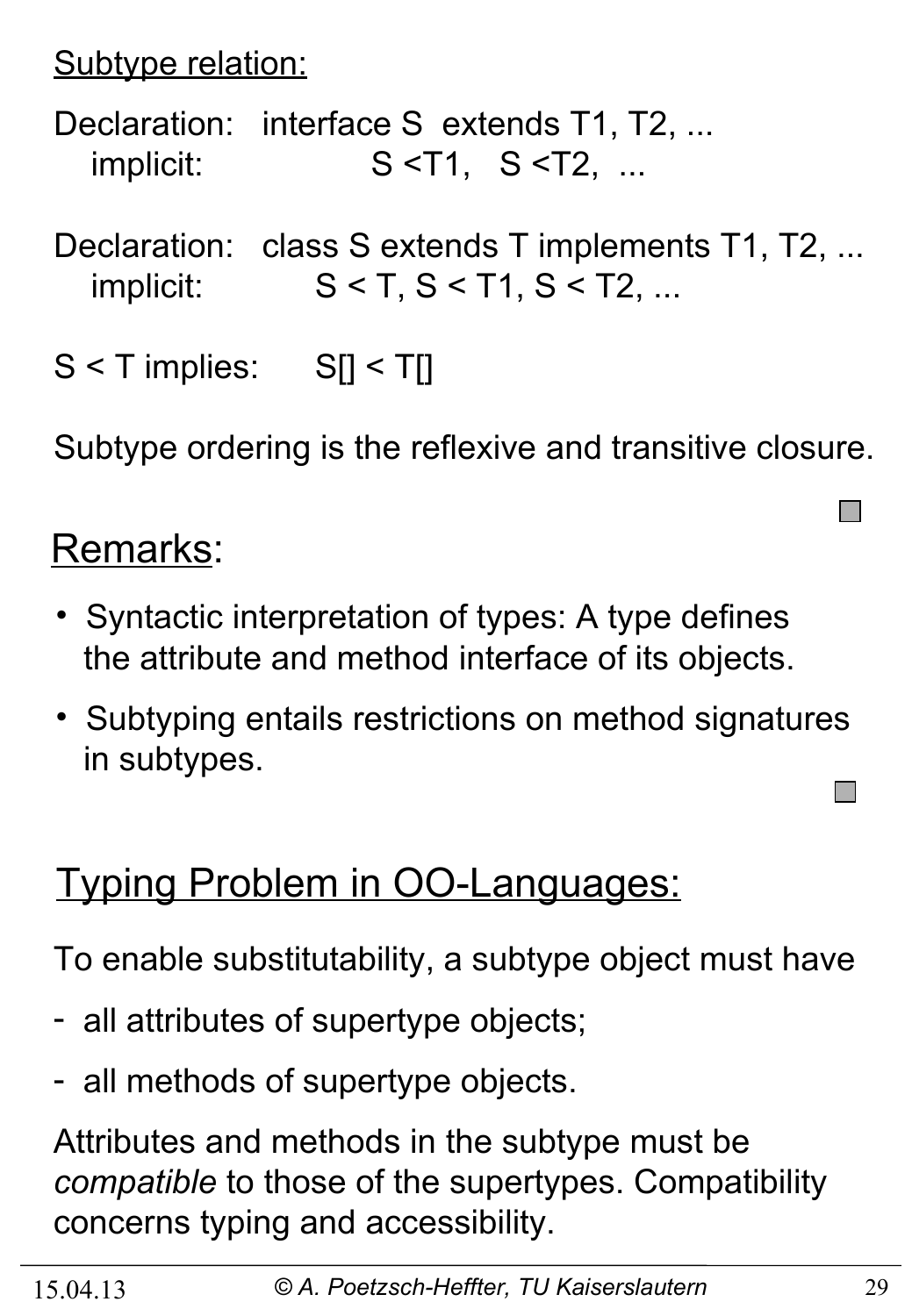Subtype relation:

Declaration: interface S extends T1, T2, ...
implicit: S <T1, S <T2, ...

Declaration: class S extends T implements T1, T2, ...
implicit: S < T, S < T1, S < T2, ...

S < T implies: S[] < T[]

Subtype ordering is the reflexive and transitive closure.

## Remarks:

- Syntactic interpretation of types: A type defines the attribute and method interface of its objects.
- Subtyping entails restrictions on method signatures in subtypes.

## Typing Problem in OO-Languages:

To enable substitutability, a subtype object must have

- all attributes of supertype objects;
- all methods of supertype objects.

Attributes and methods in the subtype must be *compatible* to those of the supertypes. Compatibility concerns typing and accessibility.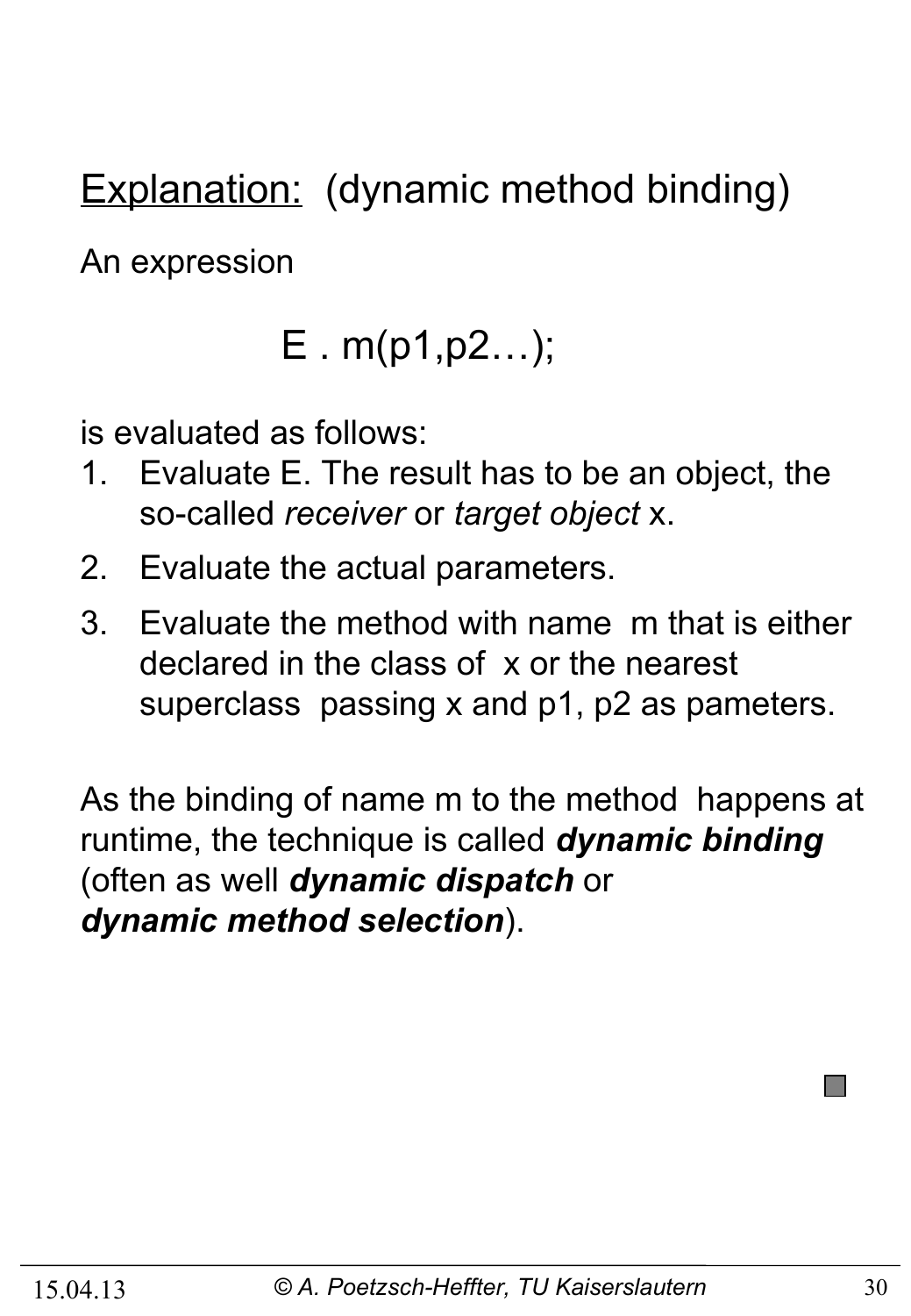## Explanation: (dynamic method binding)

An expression

E . m(p1,p2…);

is evaluated as follows:

1. Evaluate E. The result has to be an object, the so-called *receiver* or *target object* x.
2. Evaluate the actual parameters.
3. Evaluate the method with name m that is either declared in the class of x or the nearest superclass passing x and p1, p2 as pameters.

As the binding of name m to the method happens at runtime, the technique is called ***dynamic binding*** (often as well ***dynamic dispatch*** or ***dynamic method selection***).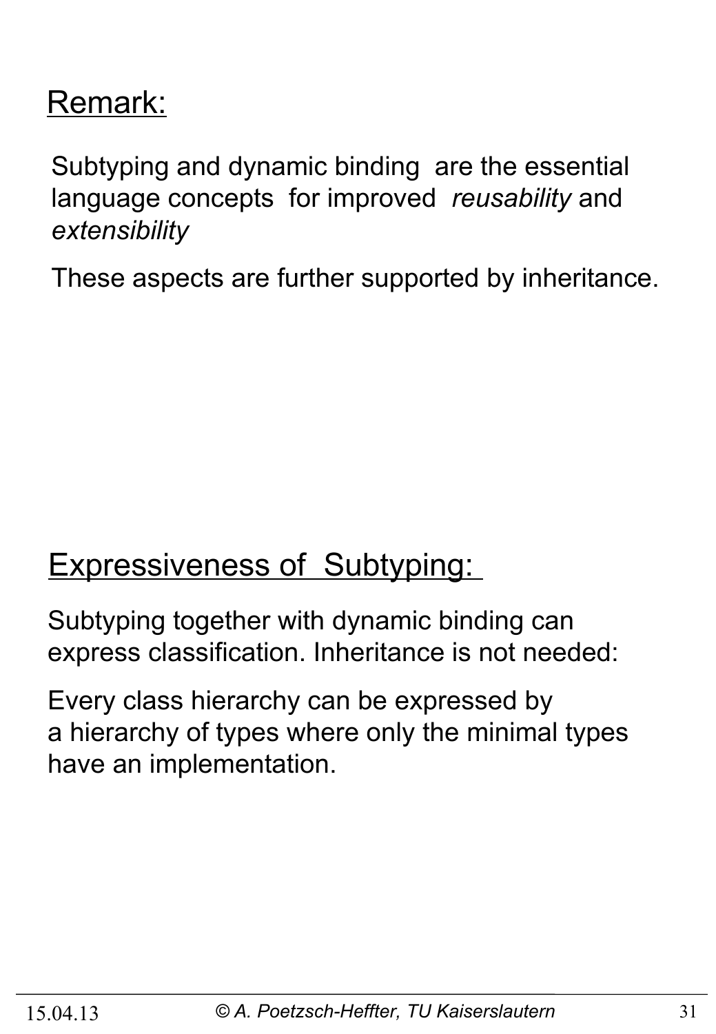## Remark:

Subtyping and dynamic binding are the essential language concepts for improved *reusability* and *extensibility*

These aspects are further supported by inheritance.

## Expressiveness of Subtyping:

Subtyping together with dynamic binding can express classification. Inheritance is not needed:

Every class hierarchy can be expressed by a hierarchy of types where only the minimal types have an implementation.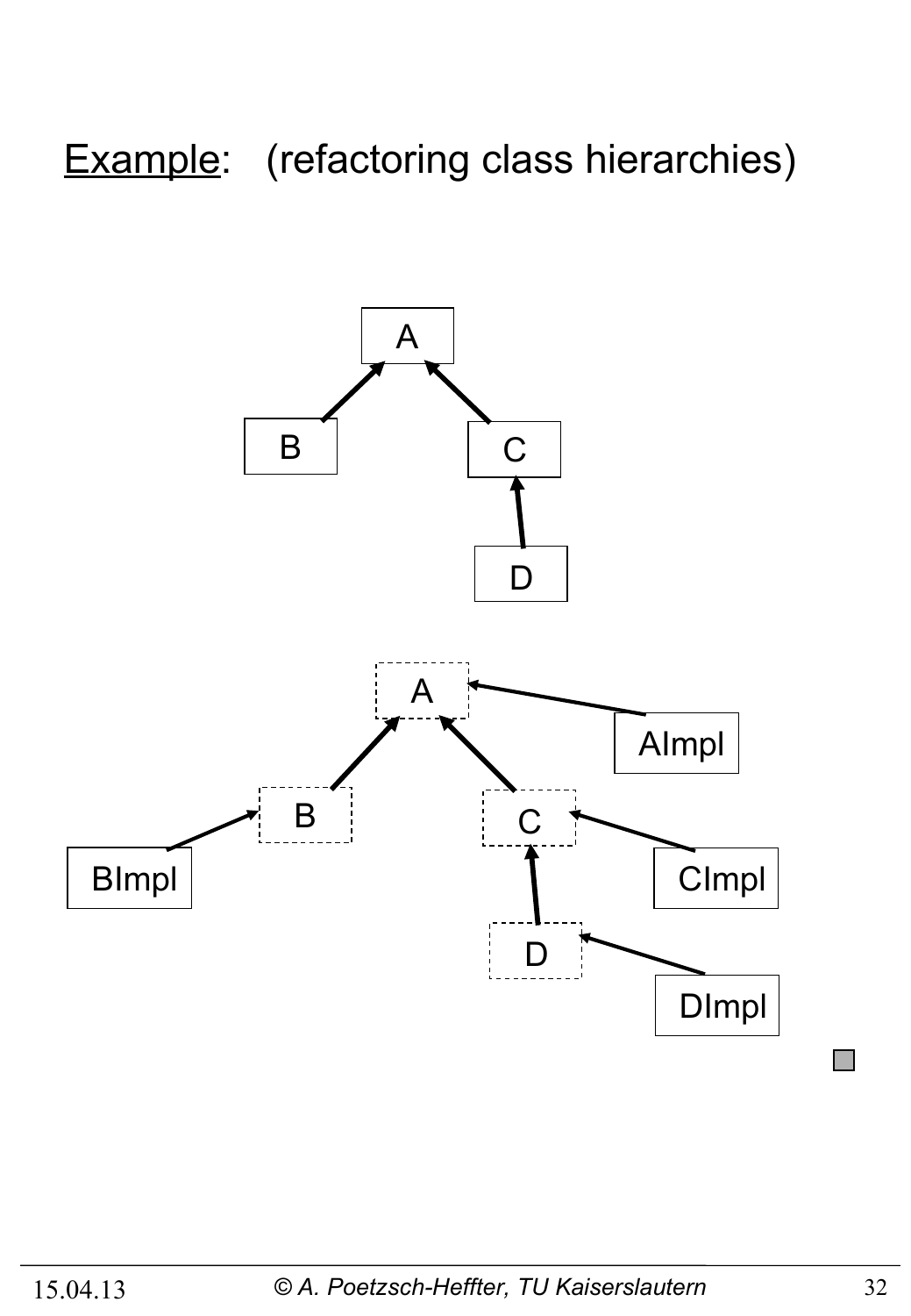**Example**: (refactoring class hierarchies)

A

B C

D

A

AImpl

B C

BImpl CImpl

D

DImpl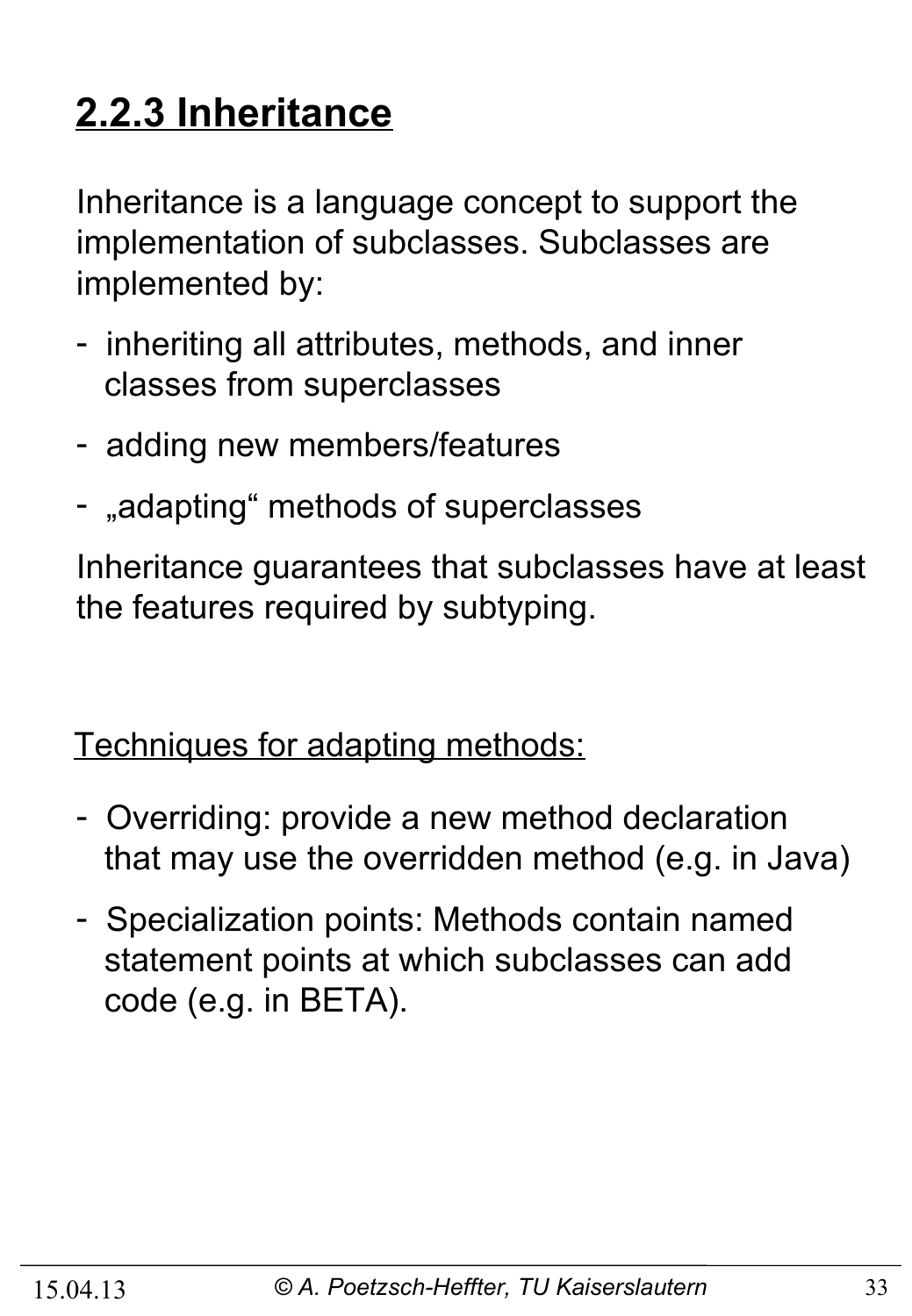## 2.2.3 Inheritance

Inheritance is a language concept to support the implementation of subclasses. Subclasses are implemented by:

- inheriting all attributes, methods, and inner classes from superclasses
- adding new members/features
- „adapting“ methods of superclasses

Inheritance guarantees that subclasses have at least the features required by subtyping.

Techniques for adapting methods:

- Overriding: provide a new method declaration that may use the overridden method (e.g. in Java)
- Specialization points: Methods contain named statement points at which subclasses can add code (e.g. in BETA).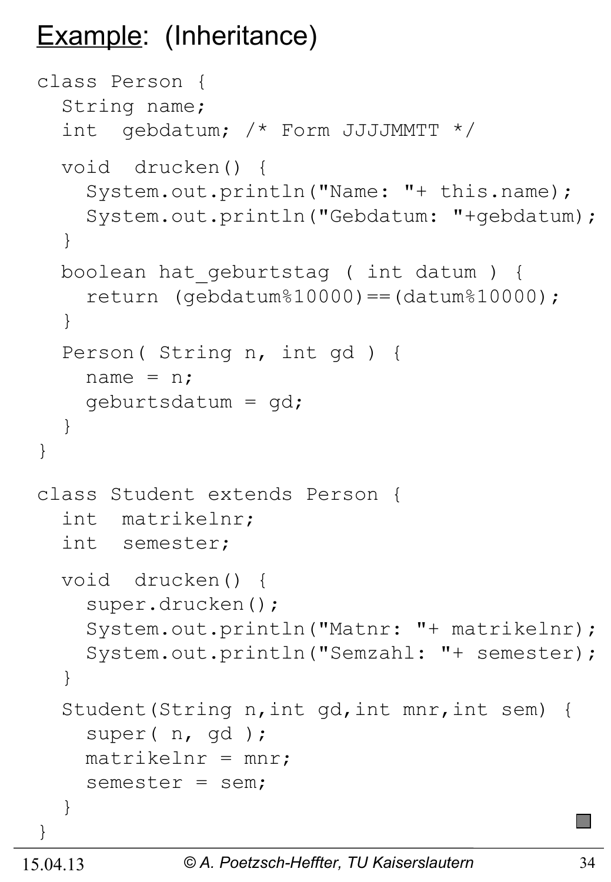# Example: (Inheritance)

```
class Person {
  String name;
  int  gebdatum; /* Form JJJJMMTT */

  void  drucken() {
    System.out.println("Name: "+ this.name);
    System.out.println("Gebdatum: "+gebdatum);
  }

  boolean hat_geburtstag ( int datum ) {
    return (gebdatum%10000)==(datum%10000);
  }

  Person( String n, int gd ) {
    name = n;
    geburtsdatum = gd;
  }
}

class Student extends Person {
  int  matrikelnr;
  int  semester;

  void  drucken() {
    super.drucken();
    System.out.println("Matnr: "+ matrikelnr);
    System.out.println("Semzahl: "+ semester);
  }

  Student(String n,int gd,int mnr,int sem) {
    super( n, gd );
    matrikelnr = mnr;
    semester = sem;
  }
}
```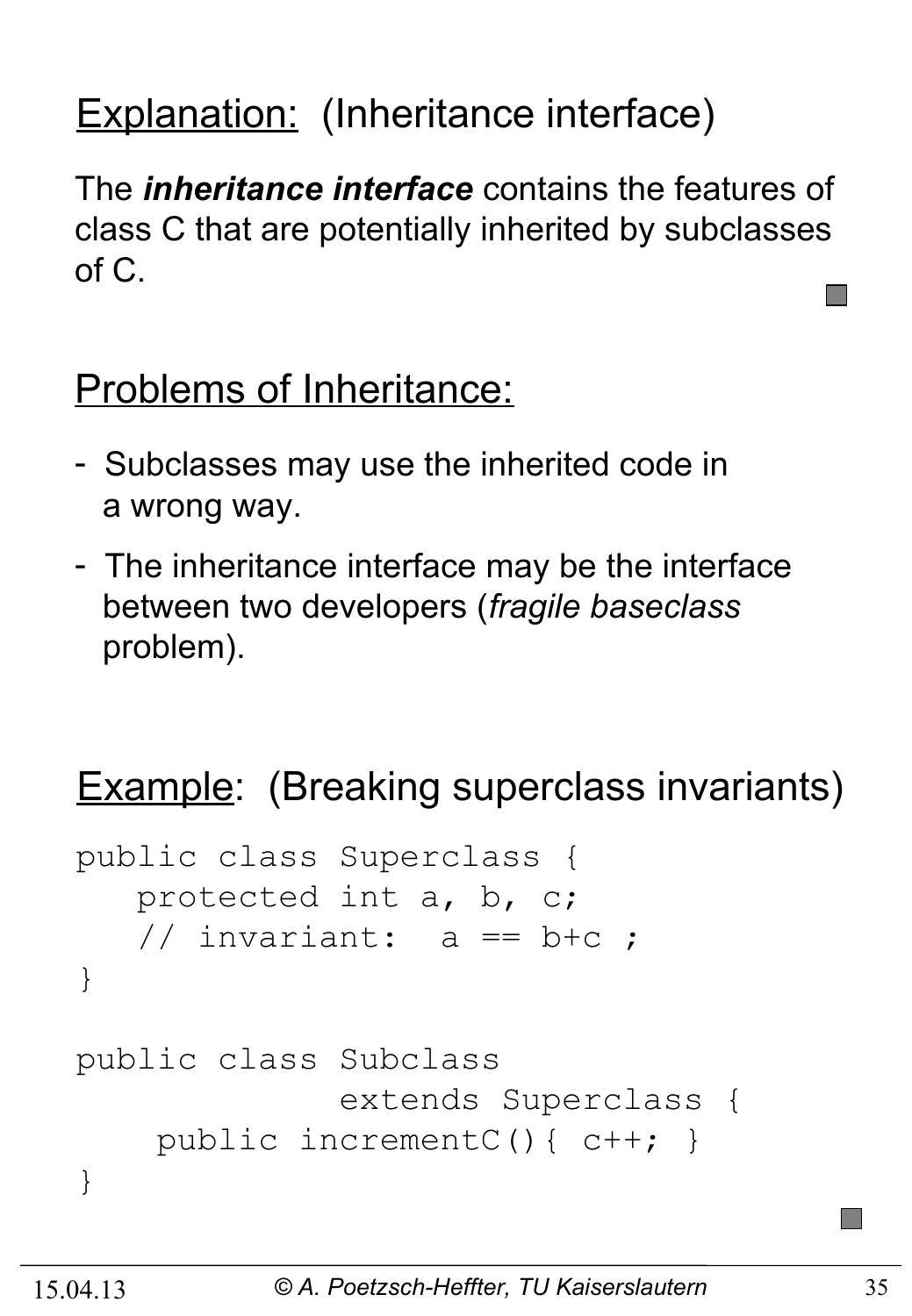## Explanation: (Inheritance interface)

The ***inheritance interface*** contains the features of class C that are potentially inherited by subclasses of C.

## Problems of Inheritance:

- Subclasses may use the inherited code in a wrong way.
- The inheritance interface may be the interface between two developers (*fragile baseclass* problem).

## Example: (Breaking superclass invariants)

```
public class Superclass {
   protected int a, b, c;
   // invariant:  a == b+c ;
}

public class Subclass
            extends Superclass {
    public incrementC(){ c++; }
}
```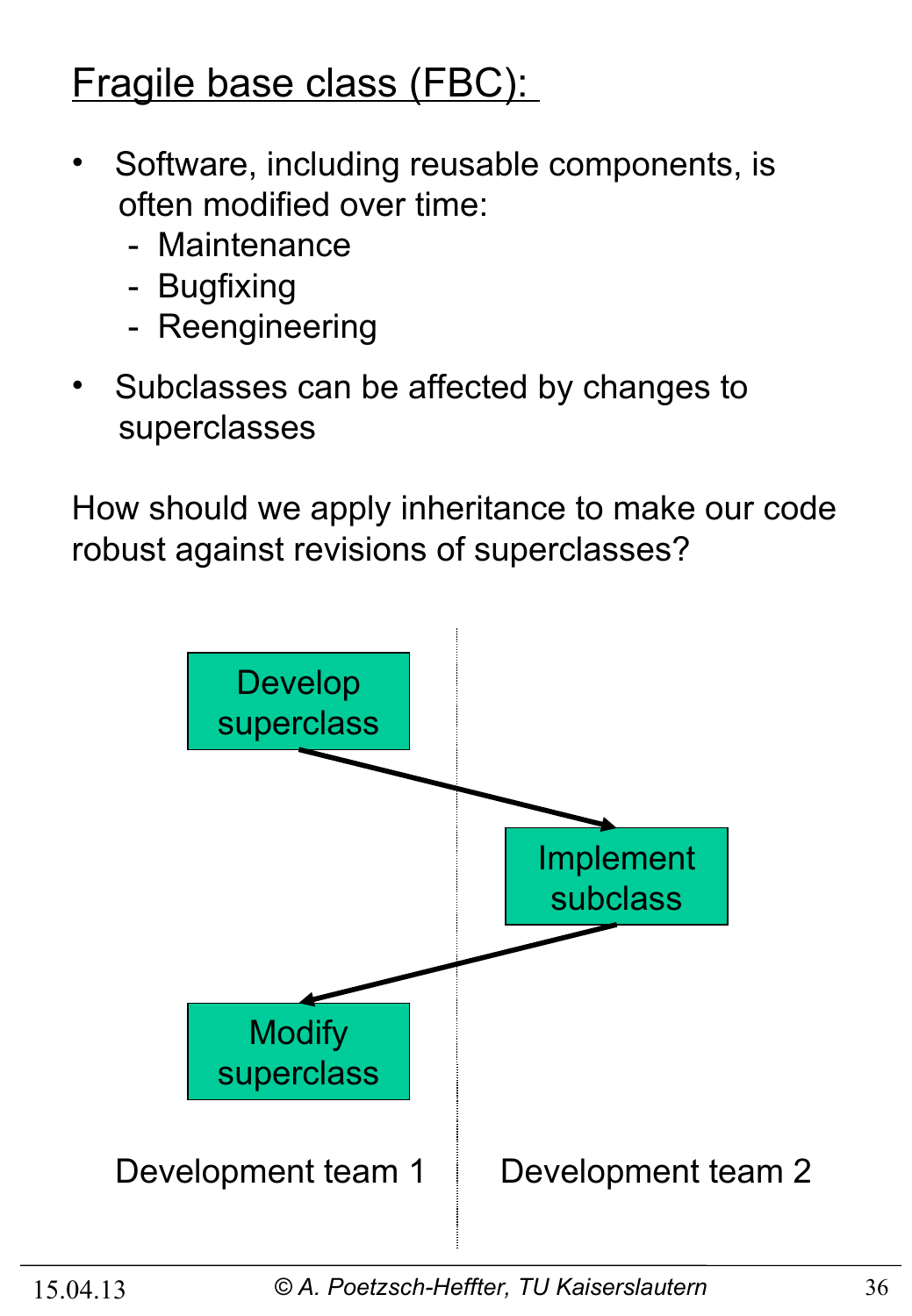# Fragile base class (FBC):

- Software, including reusable components, is often modified over time:
  - Maintenance
  - Bugfixing
  - Reengineering
- Subclasses can be affected by changes to superclasses

How should we apply inheritance to make our code robust against revisions of superclasses?

Develop superclass

Implement subclass

Modify superclass

Development team 1

Development team 2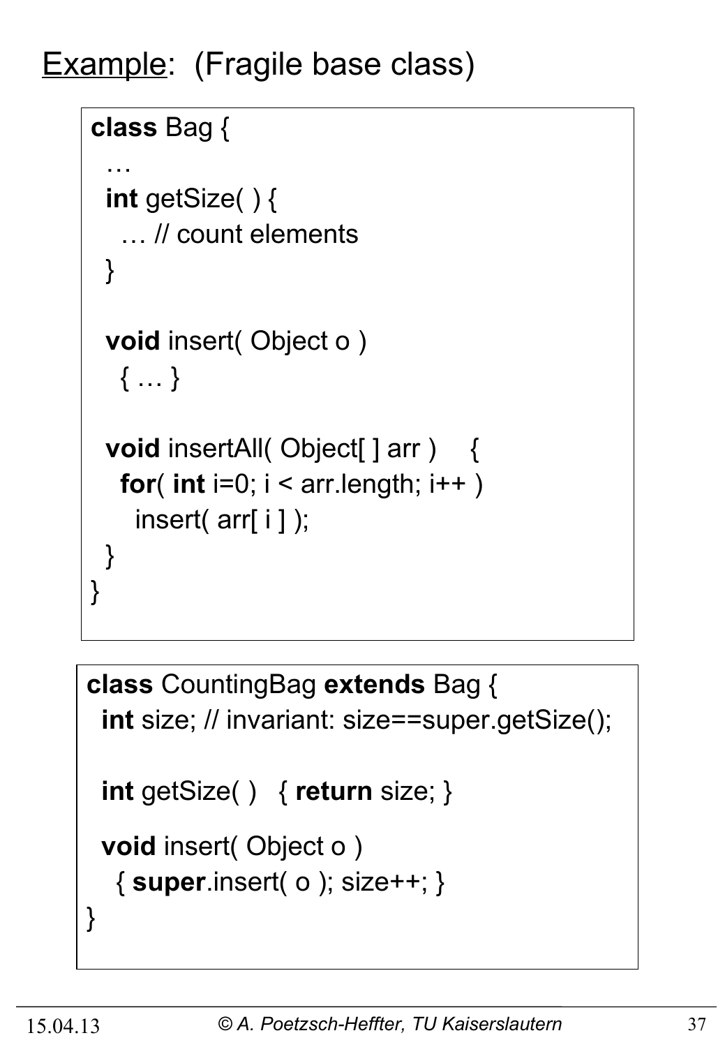Example: (Fragile base class)

```
class Bag {
  …
  int getSize( ) {
    … // count elements
  }

  void insert( Object o )
    { … }

  void insertAll( Object[ ] arr )    {
    for( int i=0; i < arr.length; i++ )
      insert( arr[ i ] );
  }
}
```

```
class CountingBag extends Bag {
  int size; // invariant: size==super.getSize();

  int getSize( )   { return size; }

  void insert( Object o )
    { super.insert( o ); size++; }
}
```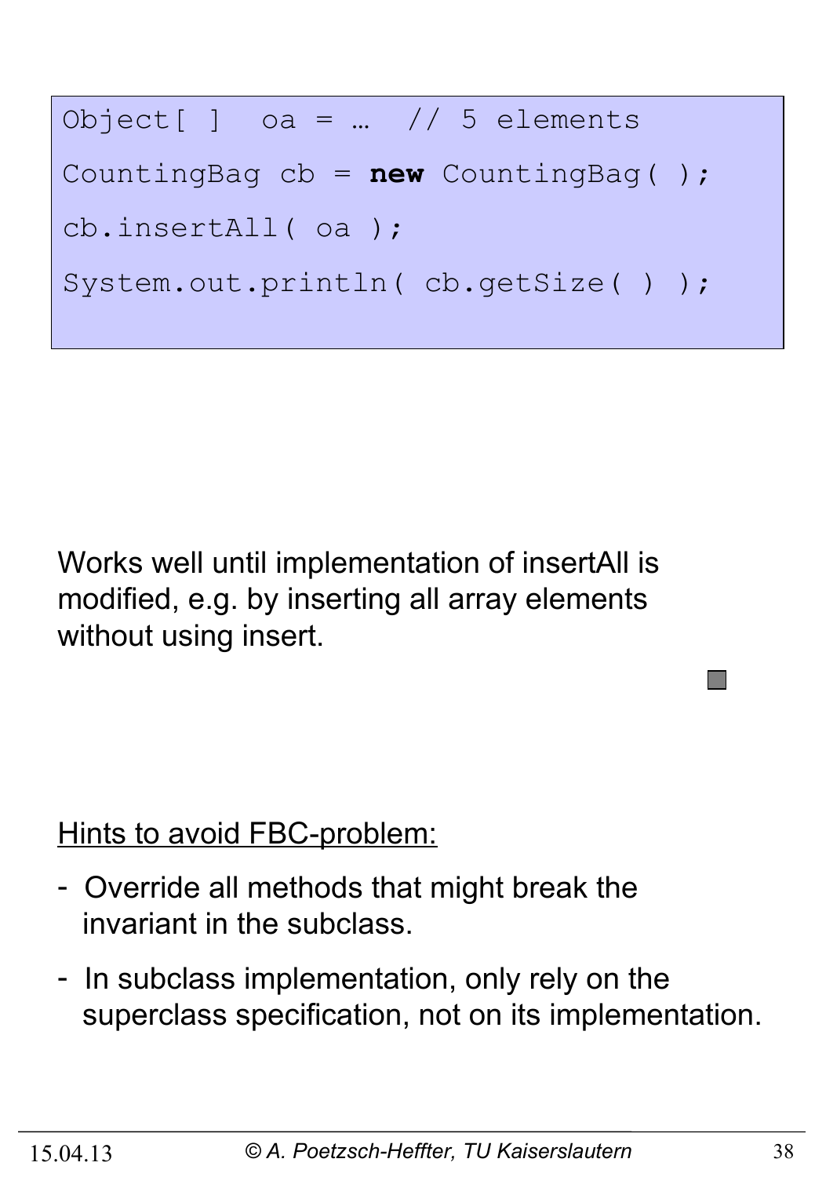```
Object[ ]  oa = …  // 5 elements
CountingBag cb = new CountingBag( );
cb.insertAll( oa );
System.out.println( cb.getSize( ) );
```

Works well until implementation of insertAll is modified, e.g. by inserting all array elements without using insert.

<u>Hints to avoid FBC-problem:</u>

- Override all methods that might break the invariant in the subclass.
- In subclass implementation, only rely on the superclass specification, not on its implementation.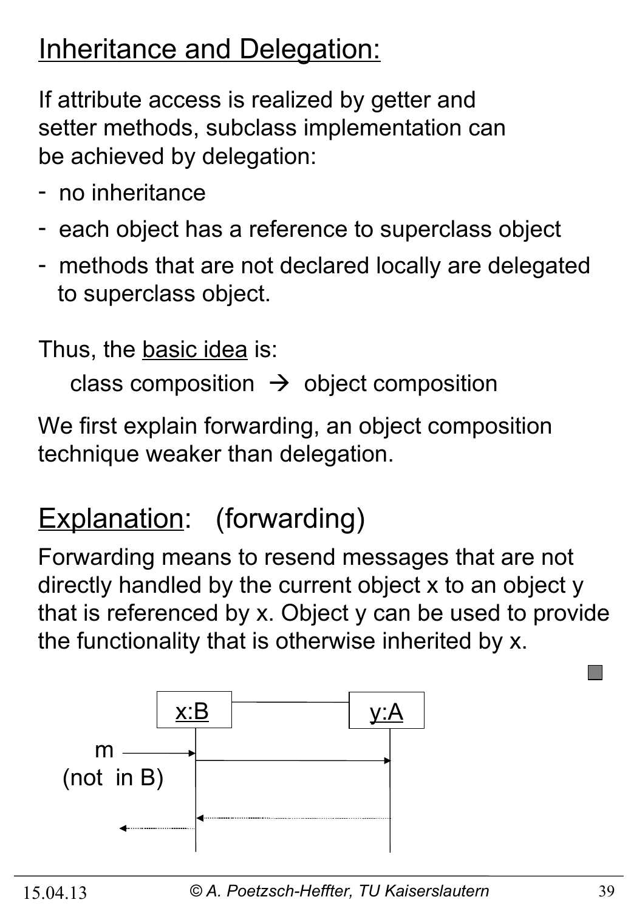## Inheritance and Delegation:

If attribute access is realized by getter and setter methods, subclass implementation can be achieved by delegation:

- no inheritance
- each object has a reference to superclass object
- methods that are not declared locally are delegated to superclass object.

Thus, the basic idea is:

class composition → object composition

We first explain forwarding, an object composition technique weaker than delegation.

## Explanation: (forwarding)

Forwarding means to resend messages that are not directly handled by the current object x to an object y that is referenced by x. Object y can be used to provide the functionality that is otherwise inherited by x.

x:B

y:A

m

(not in B)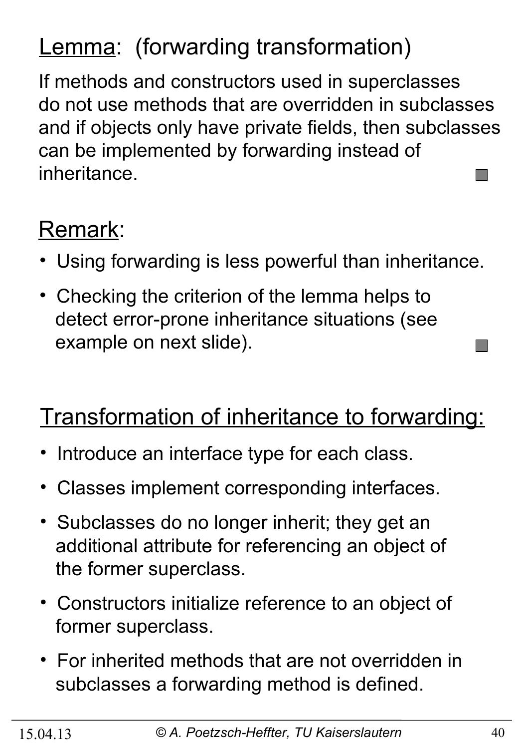<u>Lemma</u>: (forwarding transformation)

If methods and constructors used in superclasses do not use methods that are overridden in subclasses and if objects only have private fields, then subclasses can be implemented by forwarding instead of inheritance. ■

<u>Remark</u>:

- Using forwarding is less powerful than inheritance.
- Checking the criterion of the lemma helps to detect error-prone inheritance situations (see example on next slide). ■

## <u>Transformation of inheritance to forwarding:</u>

- Introduce an interface type for each class.
- Classes implement corresponding interfaces.
- Subclasses do no longer inherit; they get an additional attribute for referencing an object of the former superclass.
- Constructors initialize reference to an object of former superclass.
- For inherited methods that are not overridden in subclasses a forwarding method is defined.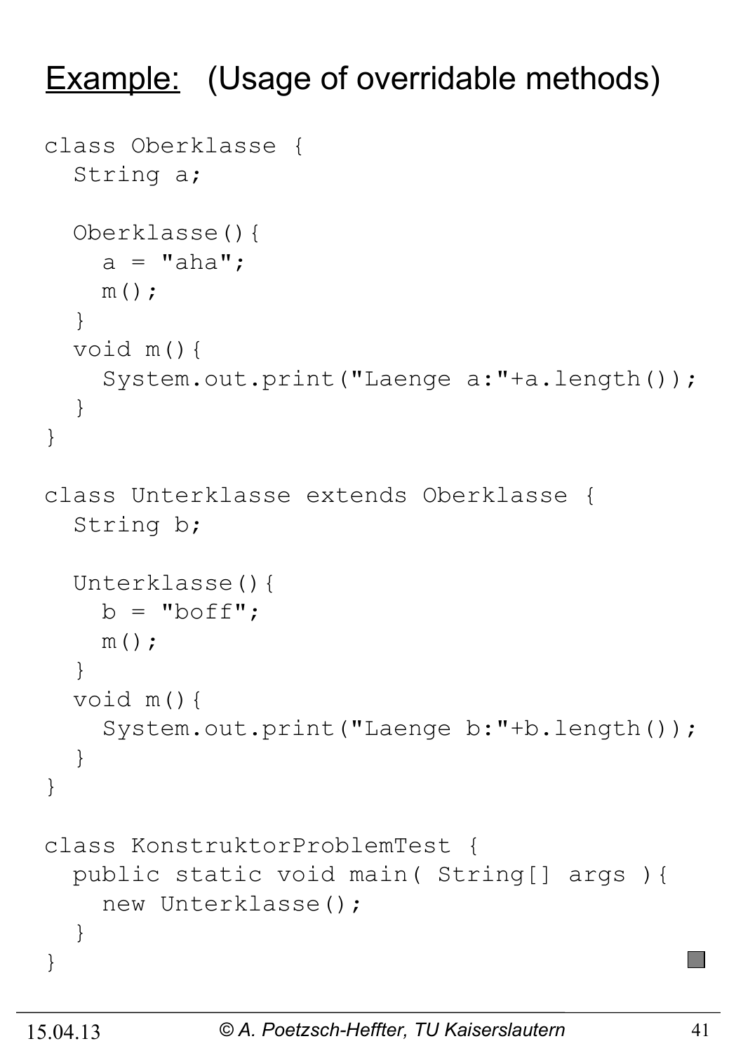# Example: (Usage of overridable methods)

```
class Oberklasse {
  String a;

  Oberklasse(){
    a = "aha";
    m();
  }
  void m(){
    System.out.print("Laenge a:"+a.length());
  }
}

class Unterklasse extends Oberklasse {
  String b;

  Unterklasse(){
    b = "boff";
    m();
  }
  void m(){
    System.out.print("Laenge b:"+b.length());
  }
}

class KonstruktorProblemTest {
  public static void main( String[] args ){
    new Unterklasse();
  }
}
```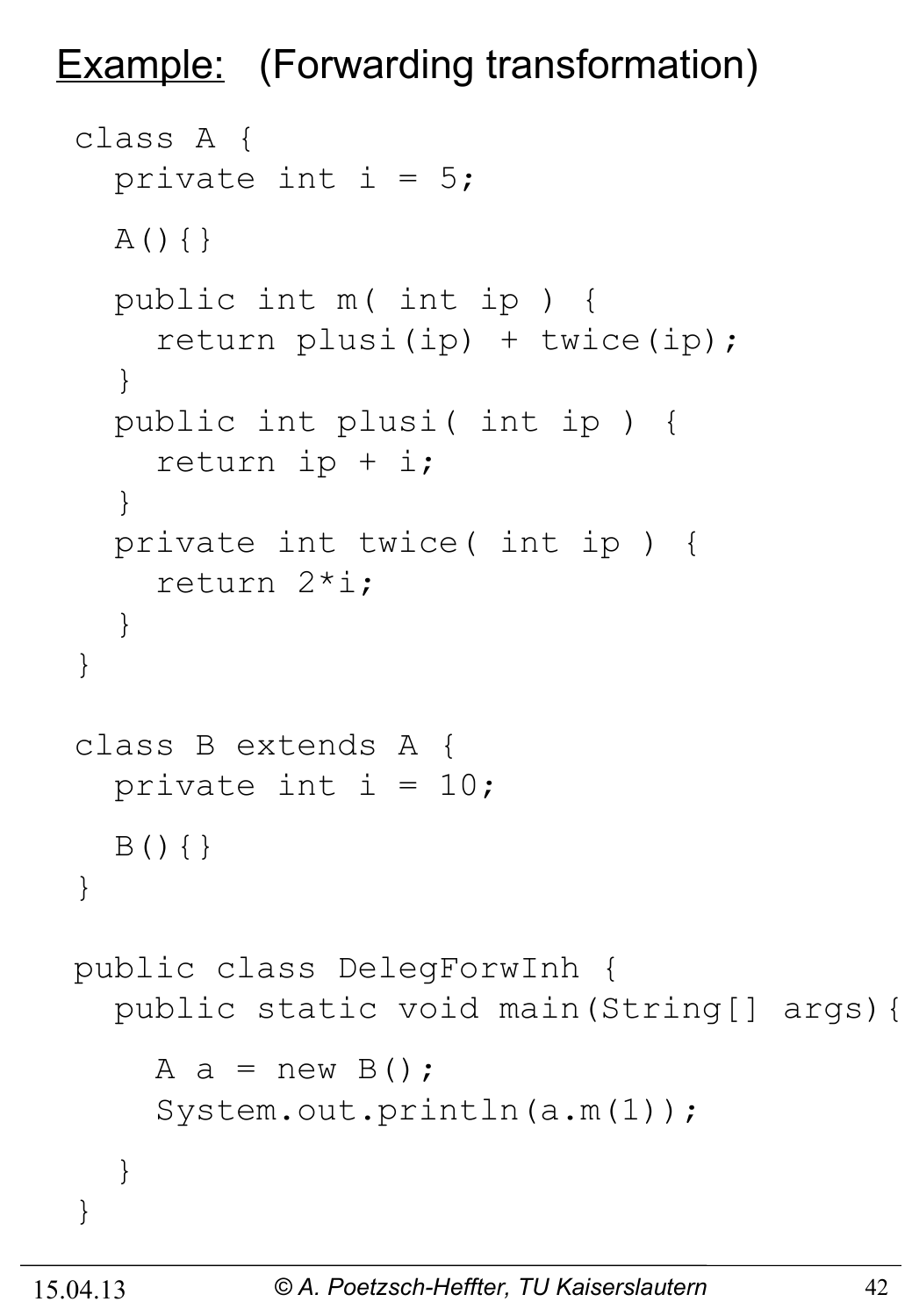## Example: (Forwarding transformation)

```
class A {
  private int i = 5;

  A(){}

  public int m( int ip ) {
    return plusi(ip) + twice(ip);
  }
  public int plusi( int ip ) {
    return ip + i;
  }
  private int twice( int ip ) {
    return 2*i;
  }
}

class B extends A {
  private int i = 10;

  B(){}
}

public class DelegForwInh {
  public static void main(String[] args){

    A a = new B();
    System.out.println(a.m(1));

  }
}
```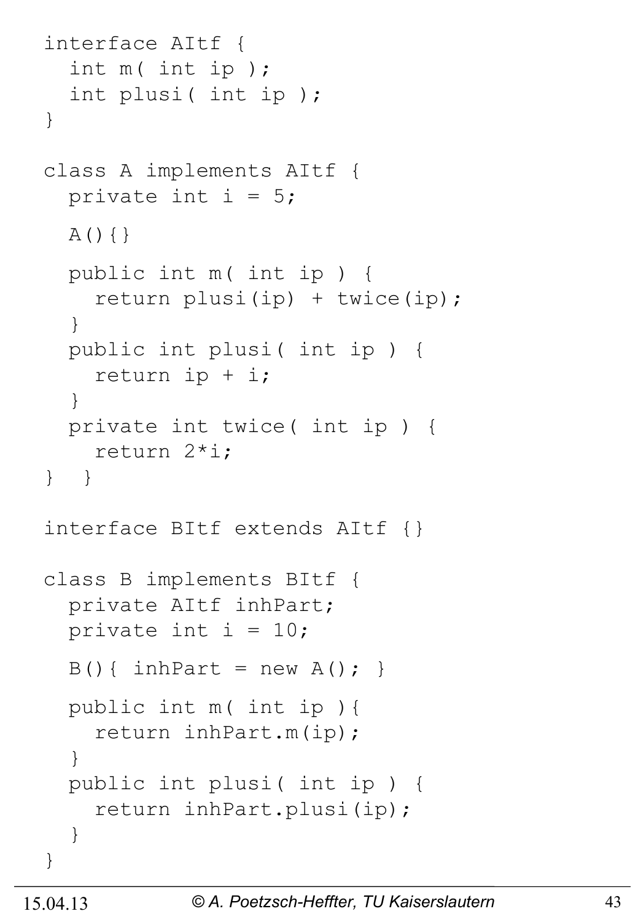```
interface AItf {
  int m( int ip );
  int plusi( int ip );
}

class A implements AItf {
  private int i = 5;

  A(){}

  public int m( int ip ) {
    return plusi(ip) + twice(ip);
  }
  public int plusi( int ip ) {
    return ip + i;
  }
  private int twice( int ip ) {
    return 2*i;
} }

interface BItf extends AItf {}

class B implements BItf {
  private AItf inhPart;
  private int i = 10;

  B(){ inhPart = new A(); }

  public int m( int ip ){
    return inhPart.m(ip);
  }
  public int plusi( int ip ) {
    return inhPart.plusi(ip);
  }
}
```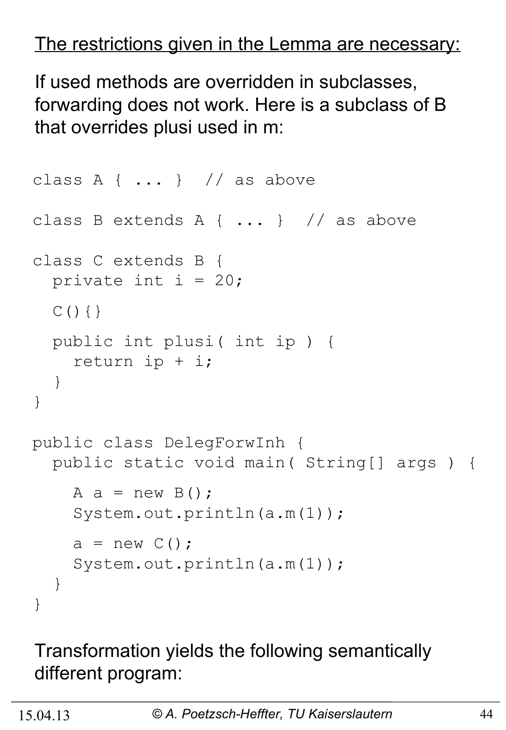<u>The restrictions given in the Lemma are necessary:</u>

If used methods are overridden in subclasses, forwarding does not work. Here is a subclass of B that overrides plusi used in m:

```
class A { ... }  // as above

class B extends A { ... }  // as above

class C extends B {
  private int i = 20;

  C(){}

  public int plusi( int ip ) {
    return ip + i;
  }
}

public class DelegForwInh {
  public static void main( String[] args ) {

    A a = new B();
    System.out.println(a.m(1));

    a = new C();
    System.out.println(a.m(1));
  }
}
```

Transformation yields the following semantically different program: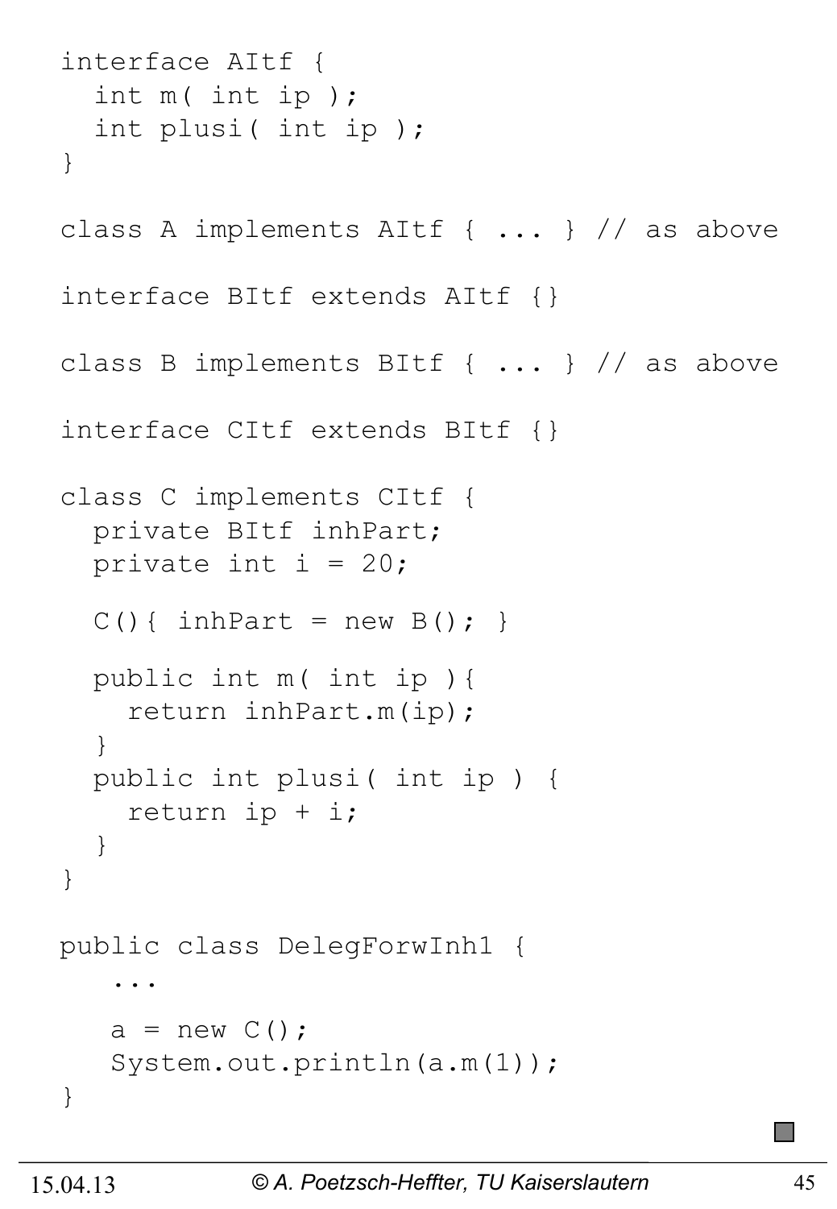```
interface AItf {
  int m( int ip );
  int plusi( int ip );
}

class A implements AItf { ... } // as above

interface BItf extends AItf {}

class B implements BItf { ... } // as above

interface CItf extends BItf {}

class C implements CItf {
  private BItf inhPart;
  private int i = 20;

  C(){ inhPart = new B(); }

  public int m( int ip ){
    return inhPart.m(ip);
  }
  public int plusi( int ip ) {
    return ip + i;
  }
}

public class DelegForwInh1 {
   ...

   a = new C();
   System.out.println(a.m(1));
}
```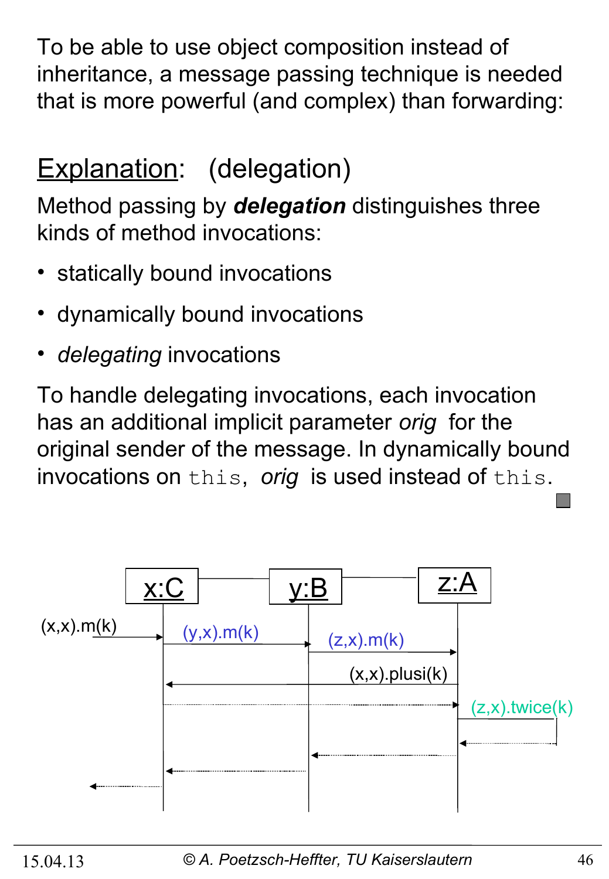To be able to use object composition instead of inheritance, a message passing technique is needed that is more powerful (and complex) than forwarding:

## Explanation: (delegation)

Method passing by ***delegation*** distinguishes three kinds of method invocations:

- statically bound invocations
- dynamically bound invocations
- *delegating* invocations

To handle delegating invocations, each invocation has an additional implicit parameter *orig* for the original sender of the message. In dynamically bound invocations on `this`, *orig* is used instead of `this`.

x:C y:B z:A

(x,x).m(k)

(y,x).m(k)

(z,x).m(k)

(x,x).plusi(k)

(z,x).twice(k)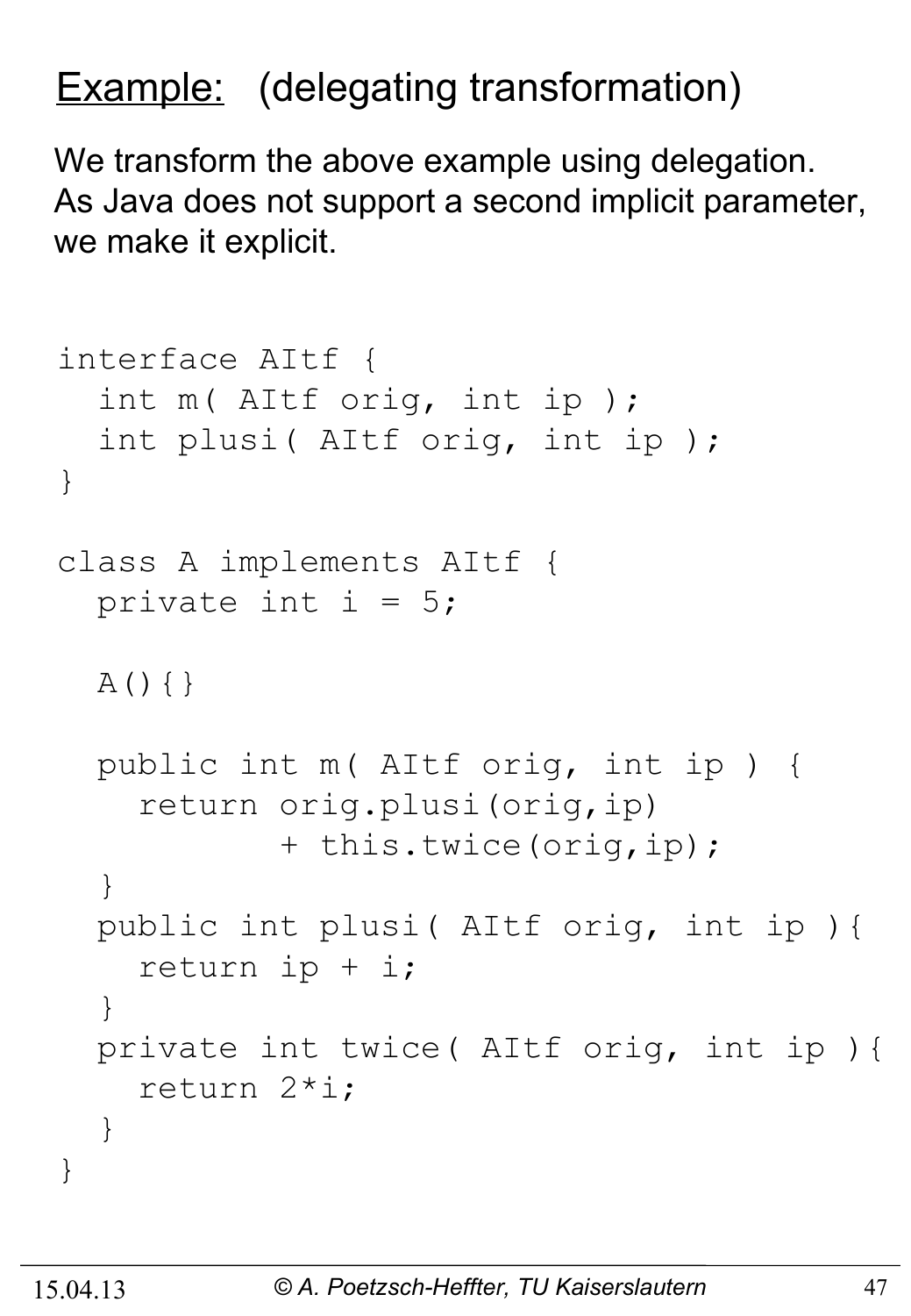## <u>Example:</u> (delegating transformation)

We transform the above example using delegation. As Java does not support a second implicit parameter, we make it explicit.

```
interface AItf {
  int m( AItf orig, int ip );
  int plusi( AItf orig, int ip );
}

class A implements AItf {
  private int i = 5;

  A(){}

  public int m( AItf orig, int ip ) {
    return orig.plusi(orig,ip)
           + this.twice(orig,ip);
  }
  public int plusi( AItf orig, int ip ){
    return ip + i;
  }
  private int twice( AItf orig, int ip ){
    return 2*i;
  }
}
```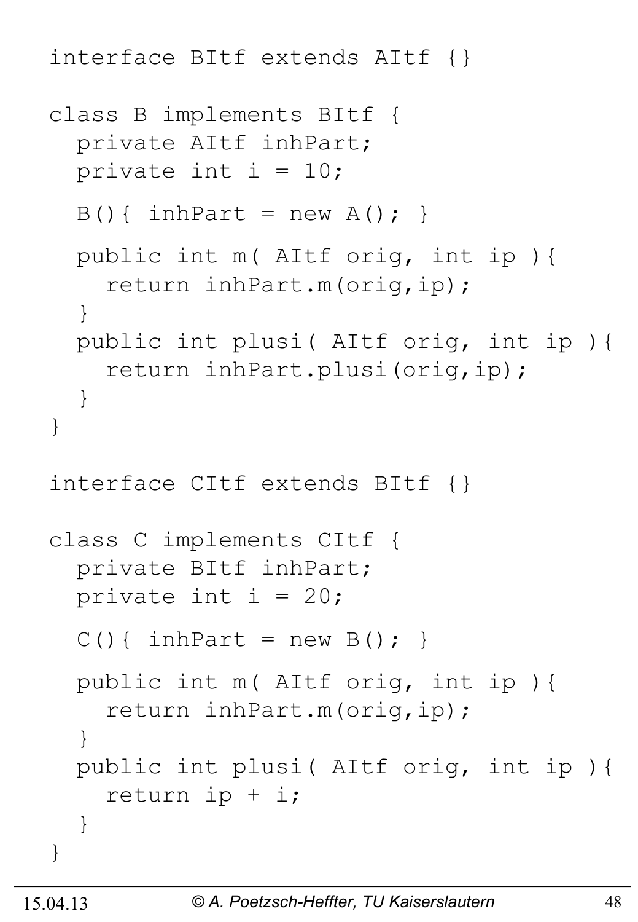```
interface BItf extends AItf {}

class B implements BItf {
  private AItf inhPart;
  private int i = 10;

  B(){ inhPart = new A(); }

  public int m( AItf orig, int ip ){
    return inhPart.m(orig,ip);
  }
  public int plusi( AItf orig, int ip ){
    return inhPart.plusi(orig,ip);
  }
}

interface CItf extends BItf {}

class C implements CItf {
  private BItf inhPart;
  private int i = 20;

  C(){ inhPart = new B(); }

  public int m( AItf orig, int ip ){
    return inhPart.m(orig,ip);
  }
  public int plusi( AItf orig, int ip ){
    return ip + i;
  }
}
```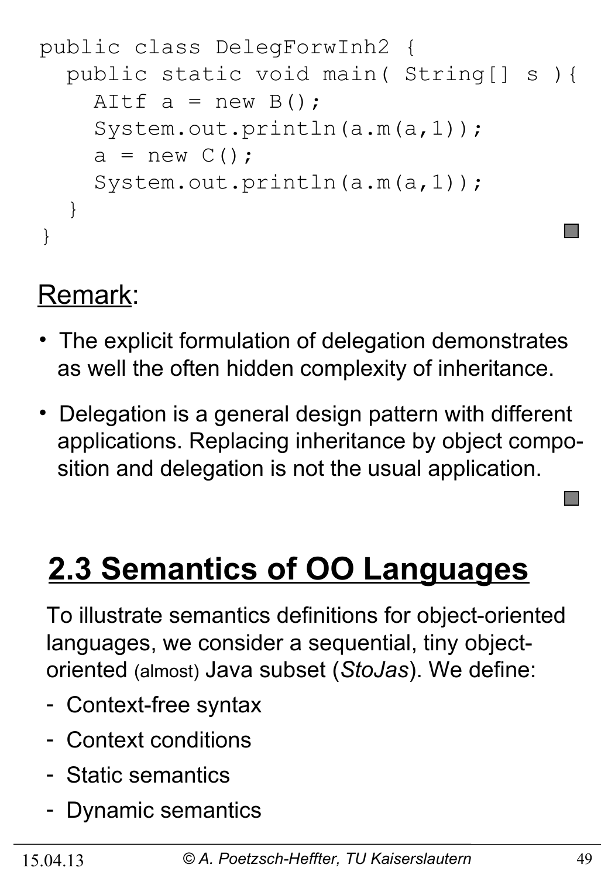```
public class DelegForwInh2 {
  public static void main( String[] s ){
    AItf a = new B();
    System.out.println(a.m(a,1));
    a = new C();
    System.out.println(a.m(a,1));
  }
}
```

Remark:

- The explicit formulation of delegation demonstrates as well the often hidden complexity of inheritance.
- Delegation is a general design pattern with different applications. Replacing inheritance by object composition and delegation is not the usual application.

# 2.3 Semantics of OO Languages

To illustrate semantics definitions for object-oriented languages, we consider a sequential, tiny object-oriented (almost) Java subset (*StoJas*). We define:

- Context-free syntax
- Context conditions
- Static semantics
- Dynamic semantics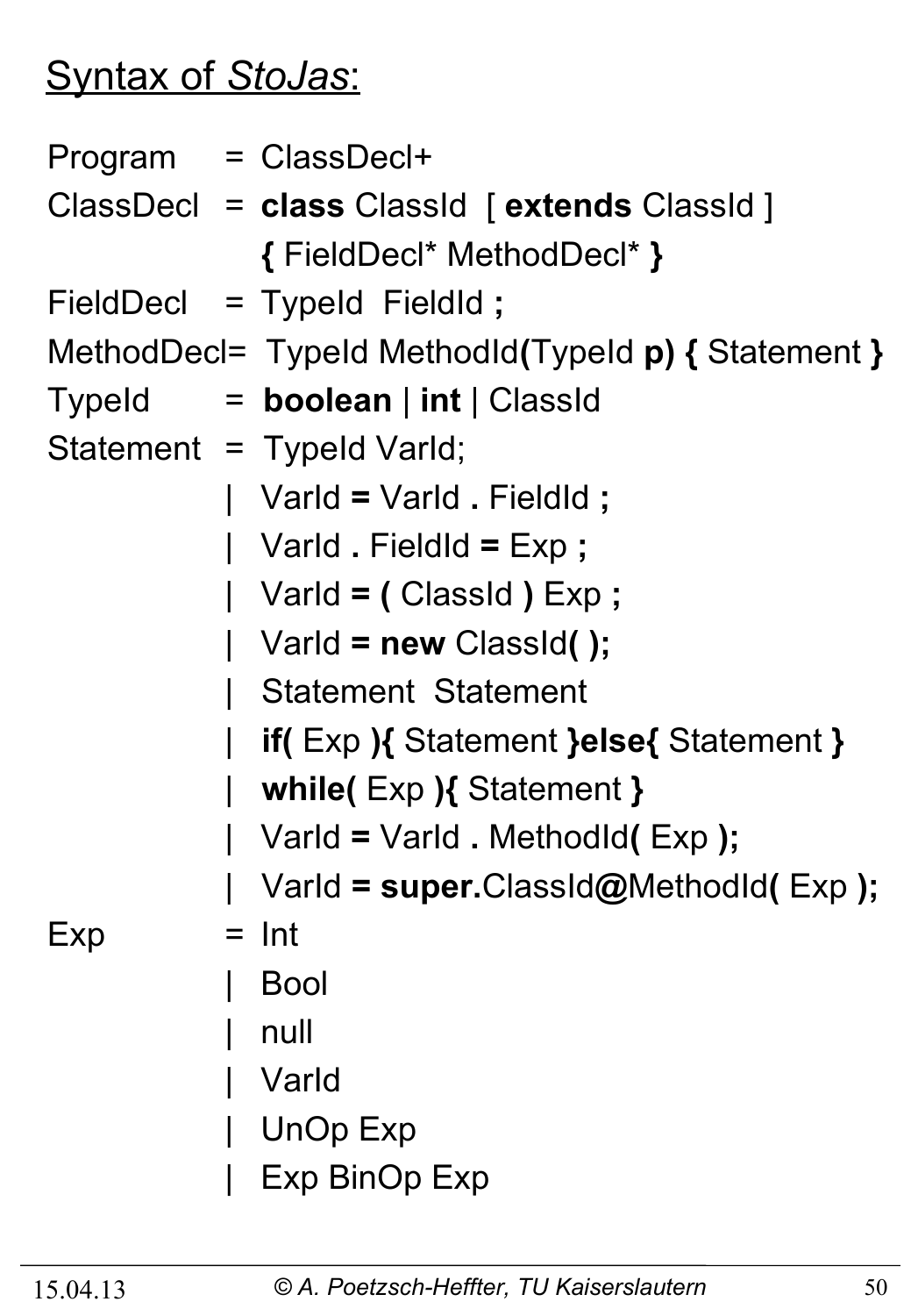## Syntax of *StoJas*:

Program = ClassDecl+

ClassDecl = **class** ClassId [ **extends** ClassId ]
**{** FieldDecl* MethodDecl* **}**

FieldDecl = TypeId FieldId **;**

MethodDecl= TypeId MethodId**(**TypeId **p) {** Statement **}**

TypeId = **boolean** | **int** | ClassId

Statement = TypeId VarId;
| VarId **=** VarId **.** FieldId **;**
| VarId **.** FieldId **=** Exp **;**
| VarId **= (** ClassId **)** Exp **;**
| VarId **= new** ClassId**( );**
| Statement Statement
| **if(** Exp **){** Statement **}else{** Statement **}**
| **while(** Exp **){** Statement **}**
| VarId **=** VarId **.** MethodId**(** Exp **);**
| VarId **= super.**ClassId**@**MethodId**(** Exp **);**

Exp = Int
| Bool
| null
| VarId
| UnOp Exp
| Exp BinOp Exp

15.04.13 © A. Poetzsch-Heffter, TU Kaiserslautern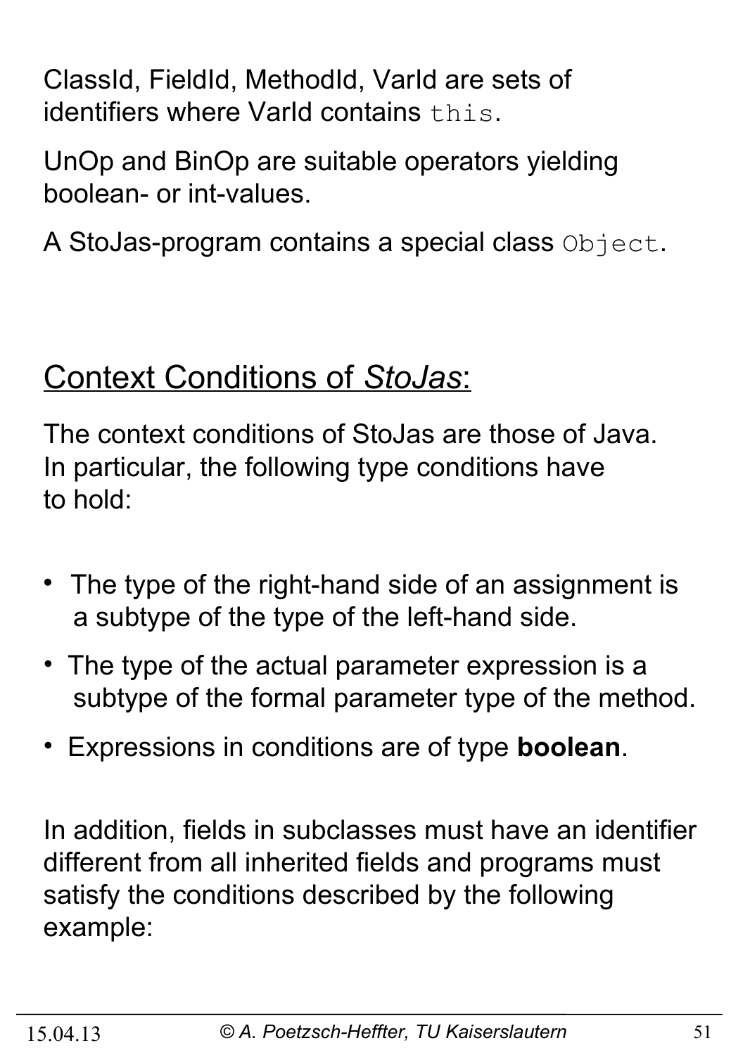ClassId, FieldId, MethodId, VarId are sets of identifiers where VarId contains `this`.

UnOp and BinOp are suitable operators yielding boolean- or int-values.

A StoJas-program contains a special class `Object`.

## Context Conditions of *StoJas*:

The context conditions of StoJas are those of Java. In particular, the following type conditions have to hold:

- The type of the right-hand side of an assignment is a subtype of the type of the left-hand side.
- The type of the actual parameter expression is a subtype of the formal parameter type of the method.
- Expressions in conditions are of type **boolean**.

In addition, fields in subclasses must have an identifier different from all inherited fields and programs must satisfy the conditions described by the following example: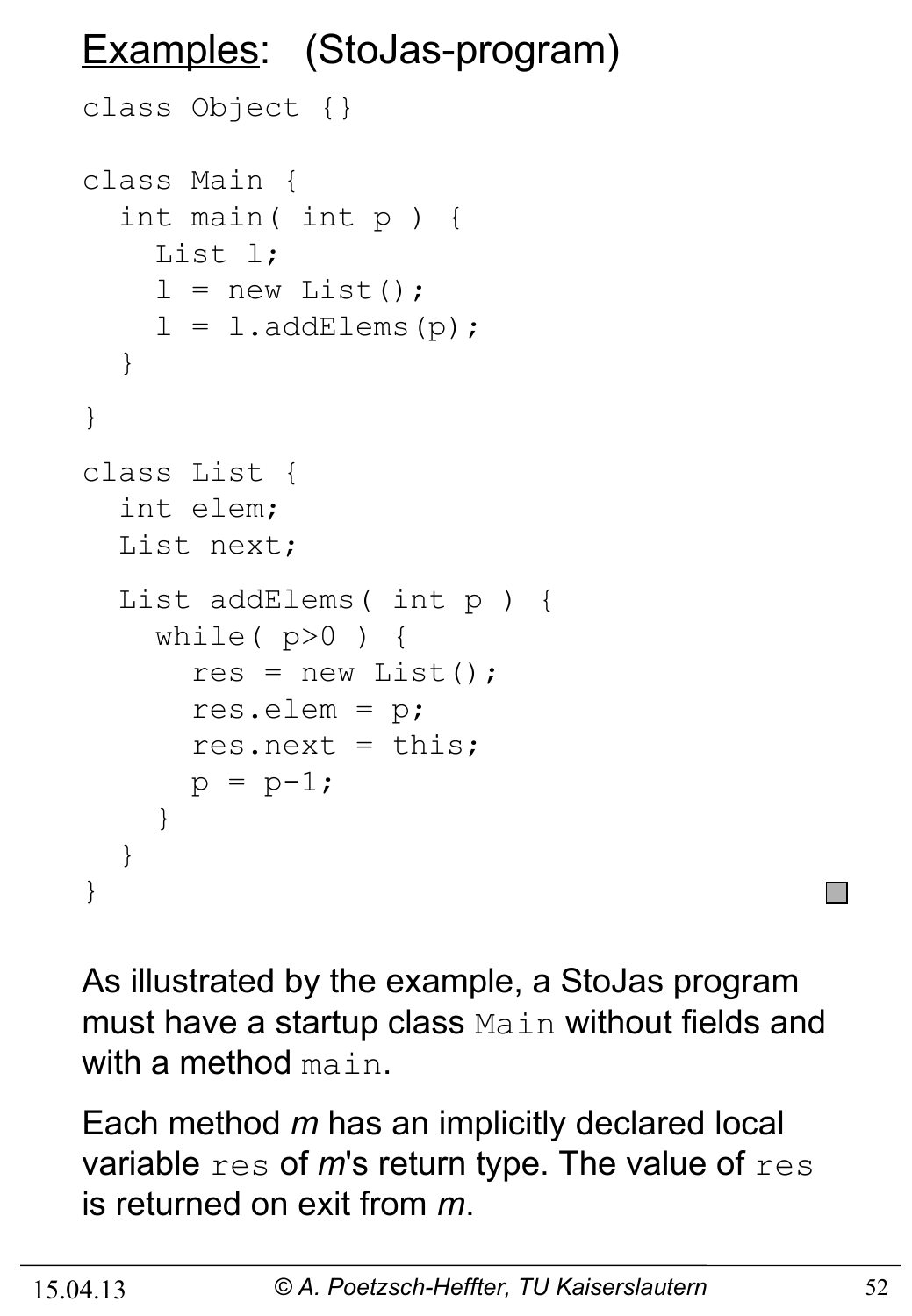# <u>Examples</u>: (StoJas-program)

```
class Object {}

class Main {
  int main( int p ) {
    List l;
    l = new List();
    l = l.addElems(p);
  }
}

class List {
  int elem;
  List next;

  List addElems( int p ) {
    while( p>0 ) {
      res = new List();
      res.elem = p;
      res.next = this;
      p = p-1;
    }
  }
}
```

As illustrated by the example, a StoJas program must have a startup class `Main` without fields and with a method `main`.

Each method *m* has an implicitly declared local variable `res` of *m*'s return type. The value of `res` is returned on exit from *m*.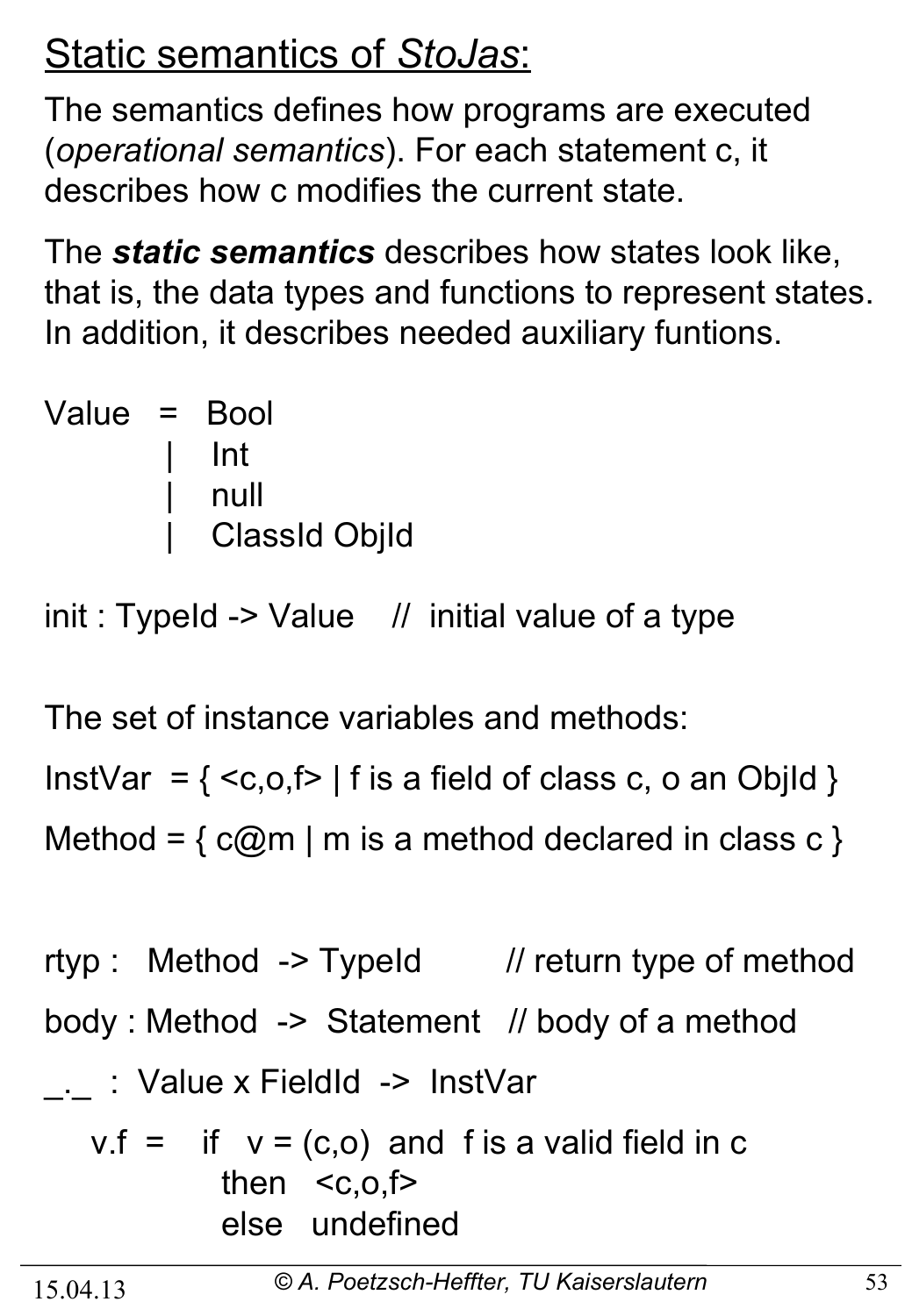# Static semantics of *StoJas*:

The semantics defines how programs are executed (*operational semantics*). For each statement c, it describes how c modifies the current state.

The ***static semantics*** describes how states look like, that is, the data types and functions to represent states. In addition, it describes needed auxiliary funtions.

```
Value  =  Bool
       |  Int
       |  null
       |  ClassId ObjId

init : TypeId -> Value    //  initial value of a type
```

The set of instance variables and methods:

InstVar = { <c,o,f> | f is a field of class c, o an ObjId }

Method = { c@m | m is a method declared in class c }

```
rtyp :   Method  -> TypeId        // return type of method

body : Method  ->  Statement   // body of a method

_._  :  Value x FieldId  ->  InstVar

   v.f  =   if  v = (c,o)  and  f is a valid field in c
               then   <c,o,f>
               else   undefined
```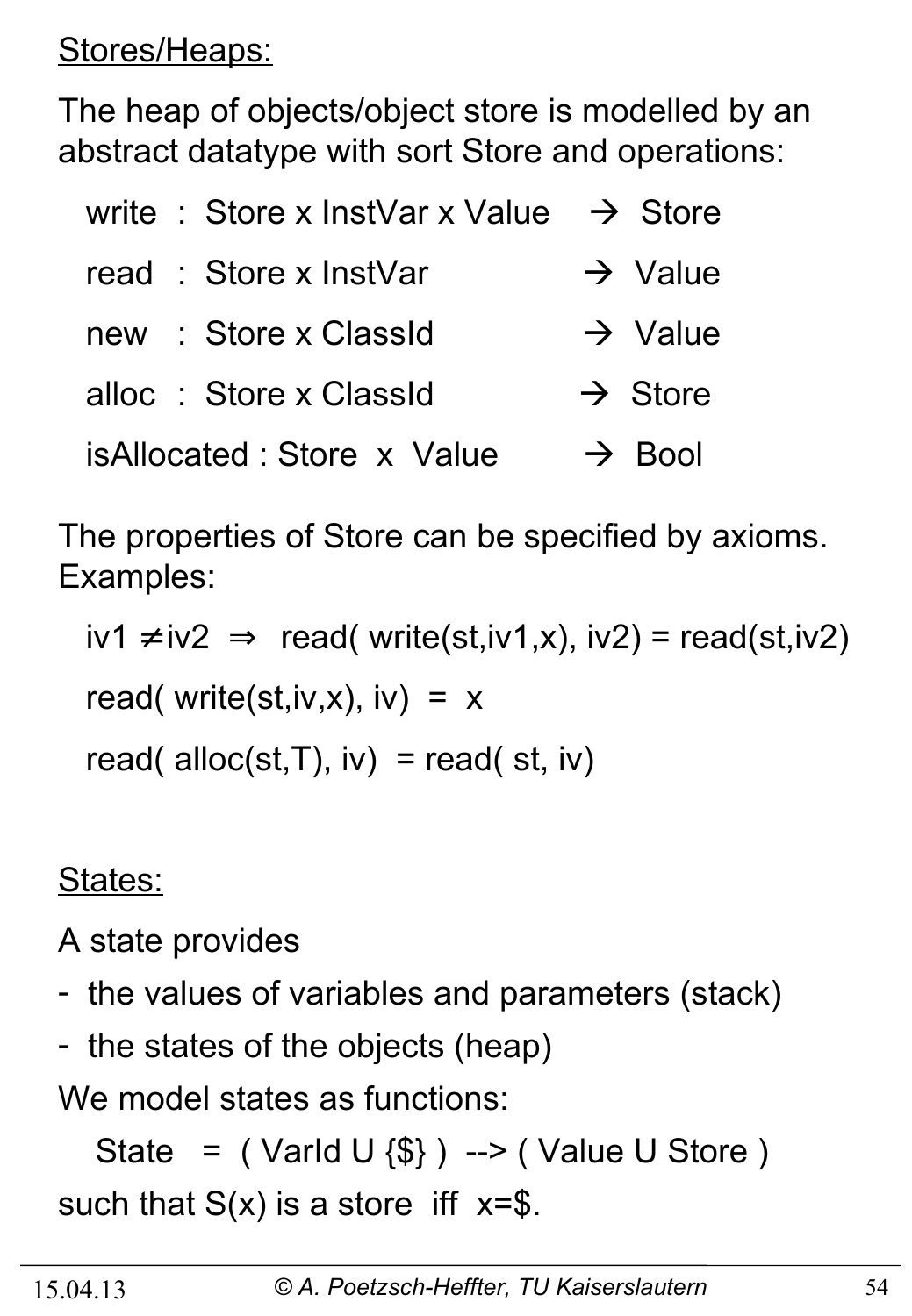Stores/Heaps:

The heap of objects/object store is modelled by an abstract datatype with sort Store and operations:

$$
\begin{array}{lll}
\text{write} & : \text{Store} \times \text{InstVar} \times \text{Value} & \rightarrow \text{Store} \\
\text{read} & : \text{Store} \times \text{InstVar} & \rightarrow \text{Value} \\
\text{new} & : \text{Store} \times \text{ClassId} & \rightarrow \text{Value} \\
\text{alloc} & : \text{Store} \times \text{ClassId} & \rightarrow \text{Store} \\
\text{isAllocated} & : \text{Store} \times \text{Value} & \rightarrow \text{Bool}
\end{array}
$$

The properties of Store can be specified by axioms. Examples:

$$iv1 \neq iv2 \Rightarrow read(write(st,iv1,x), iv2) = read(st,iv2)$$

$$read(write(st,iv,x), iv) = x$$

$$read(alloc(st,T), iv) = read(st, iv)$$

States:

A state provides

- the values of variables and parameters (stack)
- the states of the objects (heap)

We model states as functions:

$$State = ( VarId \cup \{\$\} ) \longrightarrow ( Value \cup Store )$$

such that $S(x)$ is a store iff $x=\$$.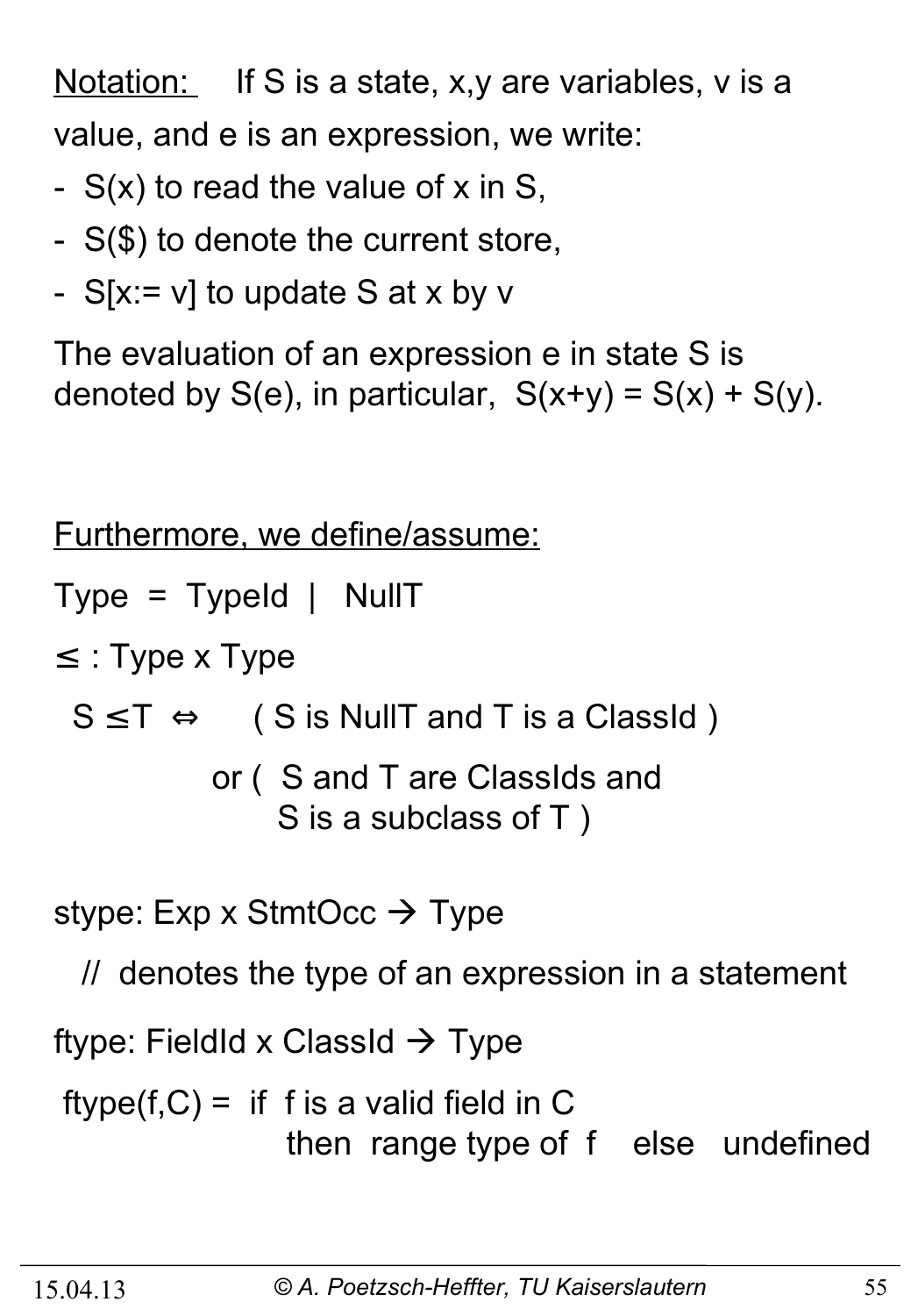<u>Notation:</u> If S is a state, x,y are variables, v is a value, and e is an expression, we write:

- S(x) to read the value of x in S,
- S($) to denote the current store,
- S[x:= v] to update S at x by v

The evaluation of an expression e in state S is denoted by S(e), in particular, S(x+y) = S(x) + S(y).

<u>Furthermore, we define/assume:</u>

Type = TypeId | NullT

$\leq$ : Type x Type

S $\leq$T $\Leftrightarrow$ ( S is NullT and T is a ClassId )
or ( S and T are ClassIds and
S is a subclass of T )

stype: Exp x StmtOcc $\rightarrow$ Type

// denotes the type of an expression in a statement

ftype: FieldId x ClassId $\rightarrow$ Type

ftype(f,C) = if f is a valid field in C
then range type of f else undefined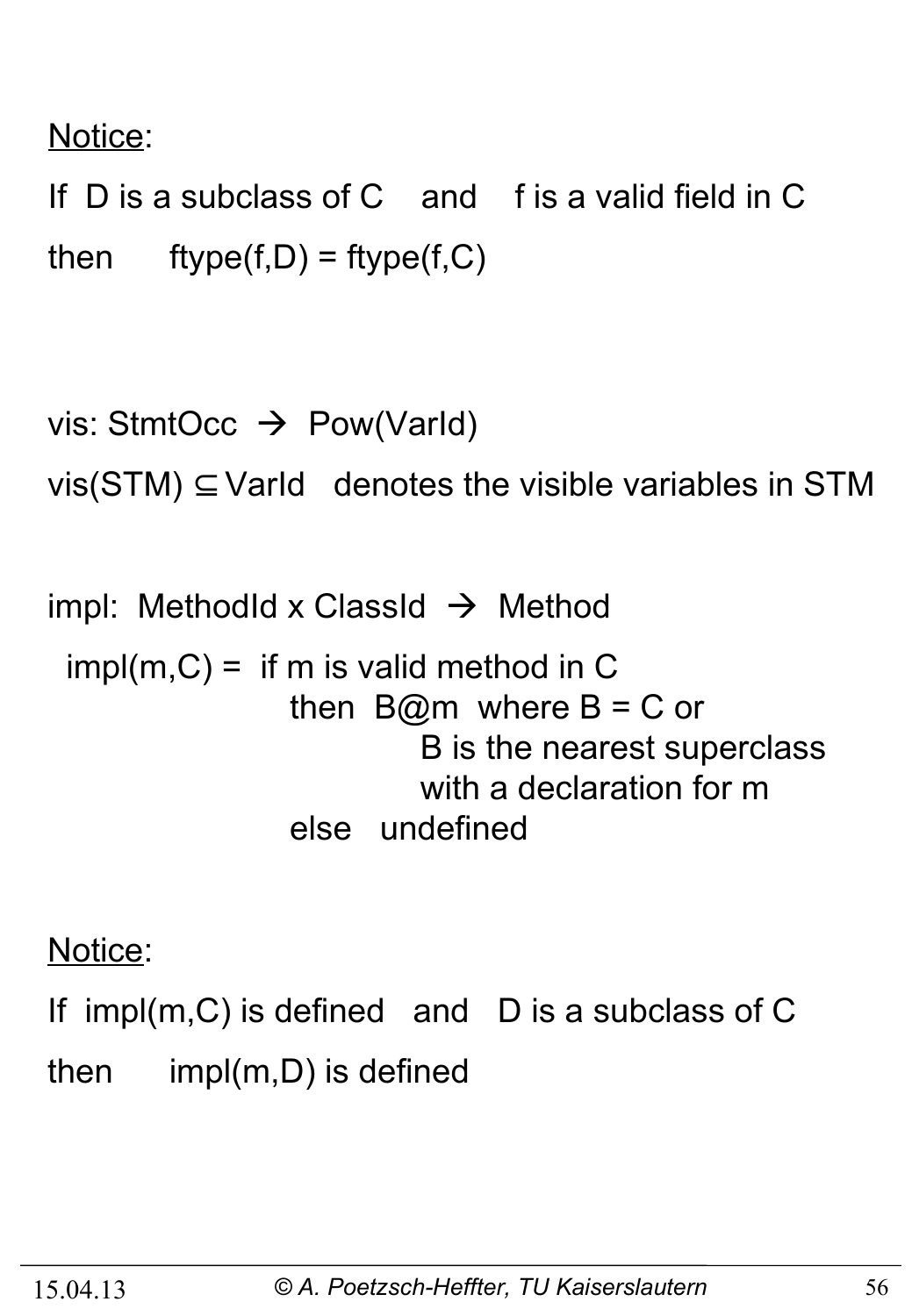Notice:

If D is a subclass of C and f is a valid field in C

then ftype(f,D) = ftype(f,C)

vis: StmtOcc → Pow(VarId)

vis(STM) ⊆ VarId denotes the visible variables in STM

impl: MethodId x ClassId → Method

impl(m,C) = if m is valid method in C
then B@m where B = C or
B is the nearest superclass
with a declaration for m
else undefined

Notice:

If impl(m,C) is defined and D is a subclass of C

then impl(m,D) is defined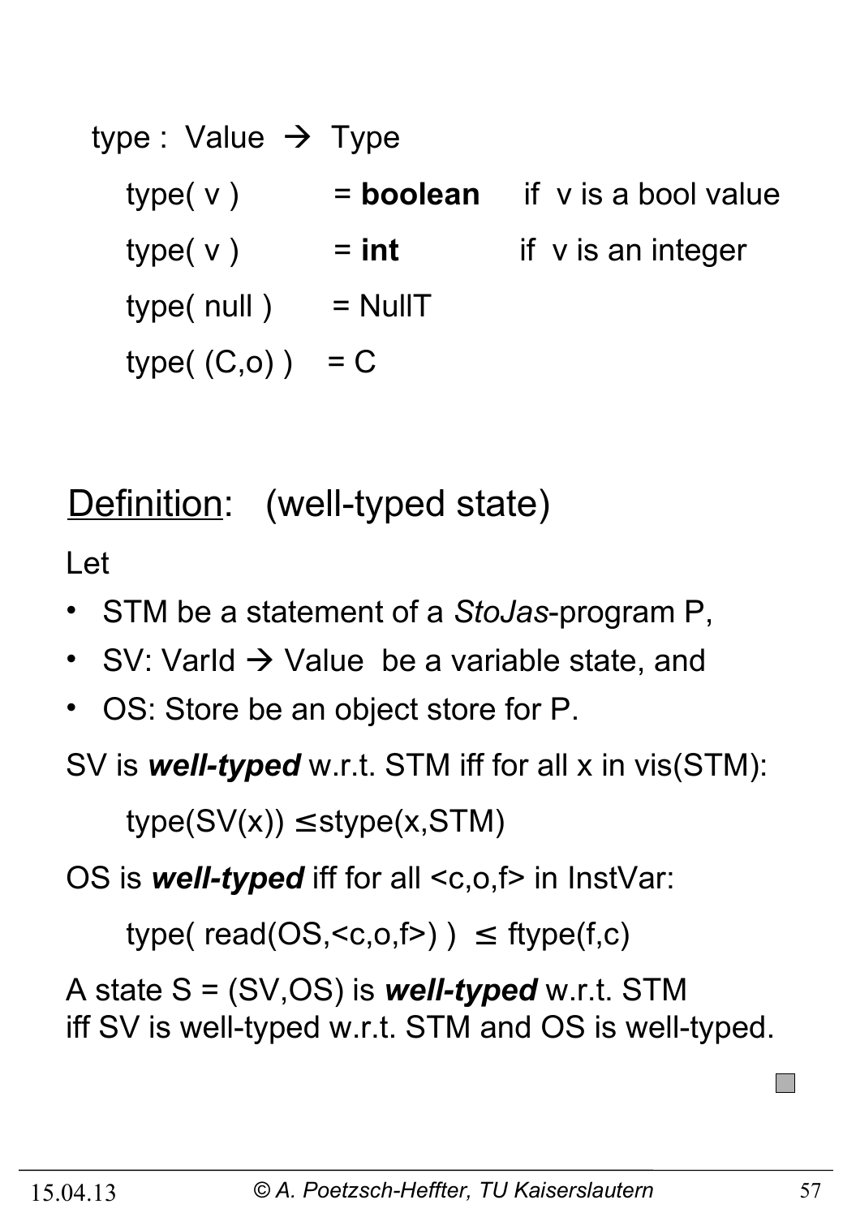type : Value → Type

type( v ) = **boolean** if v is a bool value

type( v ) = **int** if v is an integer

type( null ) = NullT

type( (C,o) ) = C

## Definition: (well-typed state)

Let

- STM be a statement of a *StoJas*-program P,
- SV: VarId → Value be a variable state, and
- OS: Store be an object store for P.

SV is ***well-typed*** w.r.t. STM iff for all x in vis(STM):

type(SV(x)) ≤ stype(x,STM)

OS is ***well-typed*** iff for all <c,o,f> in InstVar:

type( read(OS,<c,o,f>) ) ≤ ftype(f,c)

A state S = (SV,OS) is ***well-typed*** w.r.t. STM iff SV is well-typed w.r.t. STM and OS is well-typed.

15.04.13 © A. Poetzsch-Heffter, TU Kaiserslautern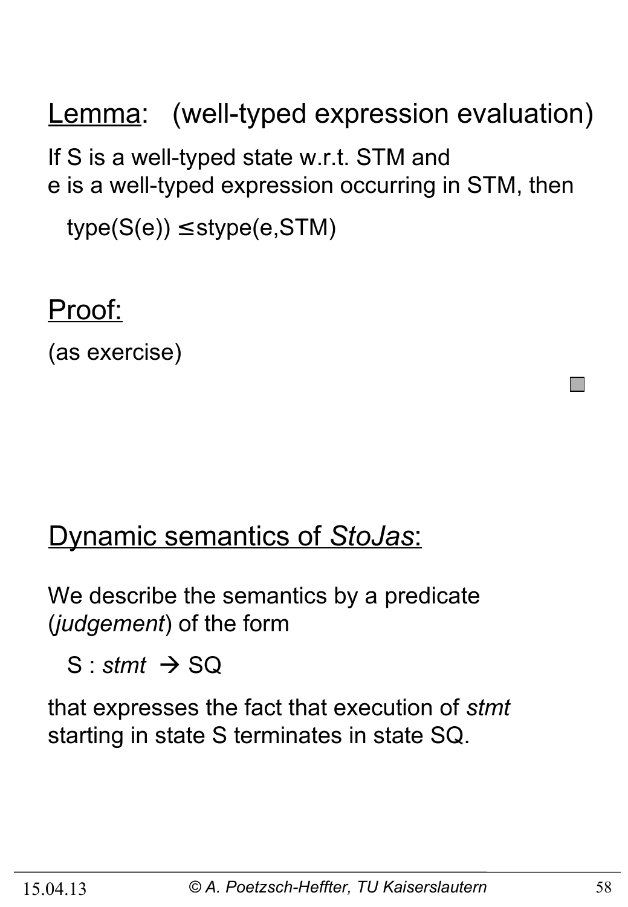## Lemma: (well-typed expression evaluation)

If S is a well-typed state w.r.t. STM and
e is a well-typed expression occurring in STM, then

type(S(e)) ≤ stype(e,STM)

## Proof:

(as exercise)

□

## Dynamic semantics of *StoJas*:

We describe the semantics by a predicate (*judgement*) of the form

S : *stmt* → SQ

that expresses the fact that execution of *stmt* starting in state S terminates in state SQ.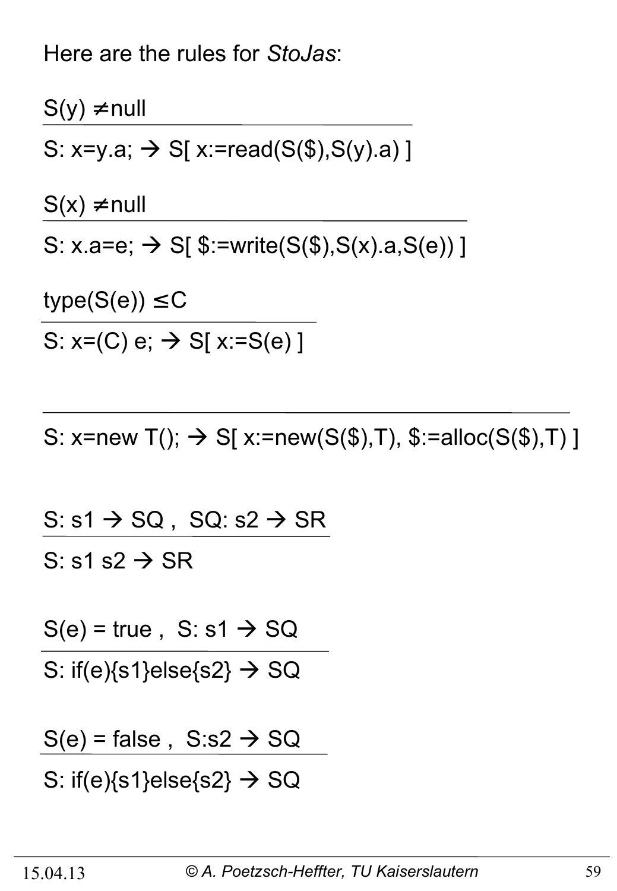Here are the rules for *StoJas*:

$$\frac{S(y) \neq \text{null}}{S: x=y.a; \rightarrow S[\ x:=read(S(\$),S(y).a)\ ]}$$

$$\frac{S(x) \neq \text{null}}{S: x.a=e; \rightarrow S[\ \$:=write(S(\$),S(x).a,S(e))\ ]}$$

$$\frac{type(S(e)) \leq C}{S: x=(C)\ e; \rightarrow S[\ x:=S(e)\ ]}$$

$$\frac{}{S: x=new\ T(); \rightarrow S[\ x:=new(S(\$),T),\ \$:=alloc(S(\$),T)\ ]}$$

$$\frac{S: s1 \rightarrow SQ\ ,\ \ SQ: s2 \rightarrow SR}{S: s1\ s2 \rightarrow SR}$$

$$\frac{S(e) = true\ ,\ \ S: s1 \rightarrow SQ}{S: if(e)\{s1\}else\{s2\} \rightarrow SQ}$$

$$\frac{S(e) = false\ ,\ \ S:s2 \rightarrow SQ}{S: if(e)\{s1\}else\{s2\} \rightarrow SQ}$$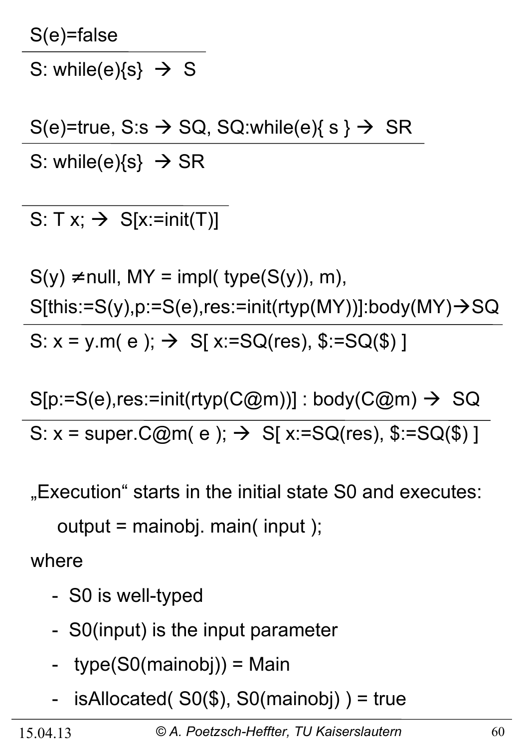$$\frac{S(e)=\text{false}}{S: \text{while}(e)\{s\} \rightarrow S}$$

$$\frac{S(e)=\text{true},\ S{:}s \rightarrow SQ,\ SQ{:}\text{while}(e)\{\ s\ \} \rightarrow SR}{S: \text{while}(e)\{s\} \rightarrow SR}$$

$$\frac{}{S: T\ x; \rightarrow S[x{:=}\text{init}(T)]}$$

$$\frac{S(y) \neq \text{null},\ MY = \text{impl}(\ \text{type}(S(y)),\ m), \quad S[\text{this}{:=}S(y), p{:=}S(e), \text{res}{:=}\text{init}(\text{rtyp}(MY))]{:}\text{body}(MY) \rightarrow SQ}{S: x = y.m(\ e\ ); \rightarrow S[\ x{:=}SQ(\text{res}),\ \${:=}SQ(\$)\ ]}$$

$$\frac{S[p{:=}S(e), \text{res}{:=}\text{init}(\text{rtyp}(C@m))] : \text{body}(C@m) \rightarrow SQ}{S: x = \text{super}.C@m(\ e\ ); \rightarrow S[\ x{:=}SQ(\text{res}),\ \${:=}SQ(\$)\ ]}$$

„Execution“ starts in the initial state S0 and executes:

```
output = mainobj. main( input );
```

where

- S0 is well-typed
- S0(input) is the input parameter
- type(S0(mainobj)) = Main
- isAllocated( S0($), S0(mainobj) ) = true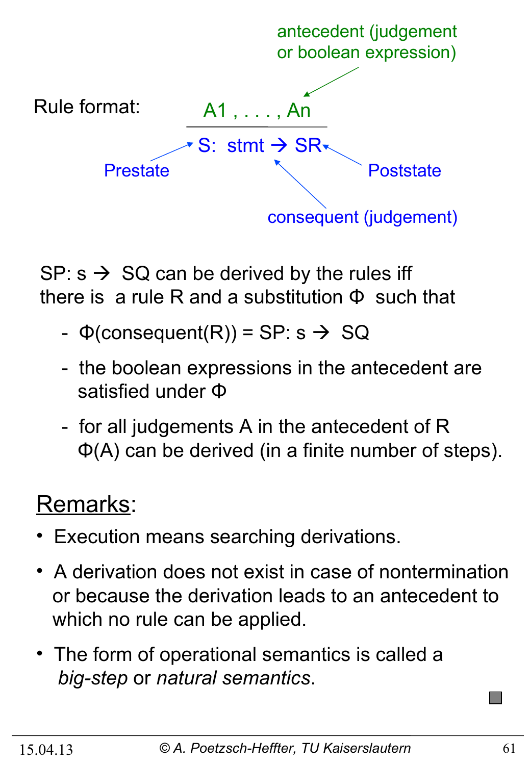Rule format:

$$\frac{A1, \ldots, An}{S:\ stmt \rightarrow SR}$$

antecedent (judgement or boolean expression)

Prestate

consequent (judgement)

Poststate

SP: s → SQ can be derived by the rules iff there is a rule R and a substitution Φ such that

- Φ(consequent(R)) = SP: s → SQ
- the boolean expressions in the antecedent are satisfied under Φ
- for all judgements A in the antecedent of R Φ(A) can be derived (in a finite number of steps).

## Remarks:

- Execution means searching derivations.
- A derivation does not exist in case of nontermination or because the derivation leads to an antecedent to which no rule can be applied.
- The form of operational semantics is called a *big-step* or *natural semantics*.